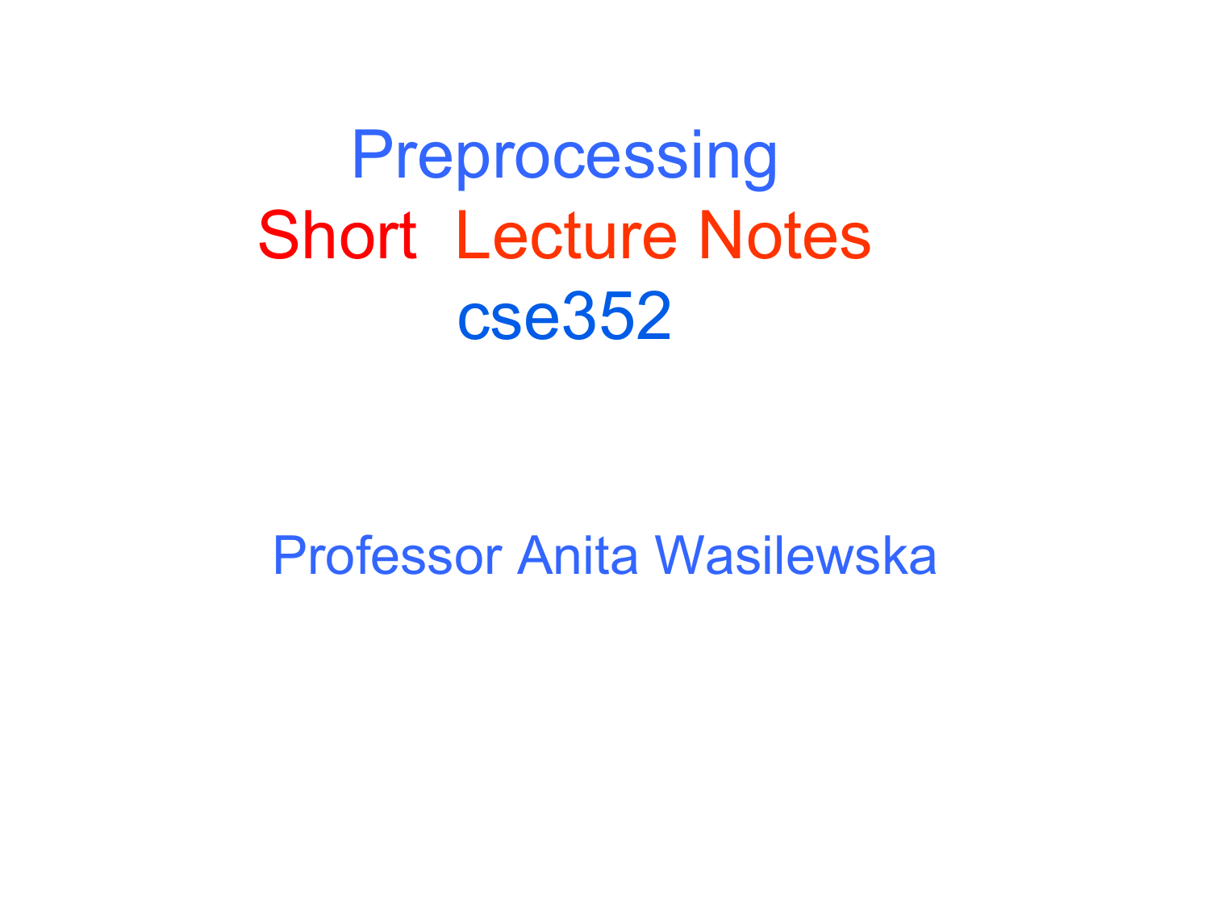# Preprocessing

## Short Lecture Notes

## cse352

Professor Anita Wasilewska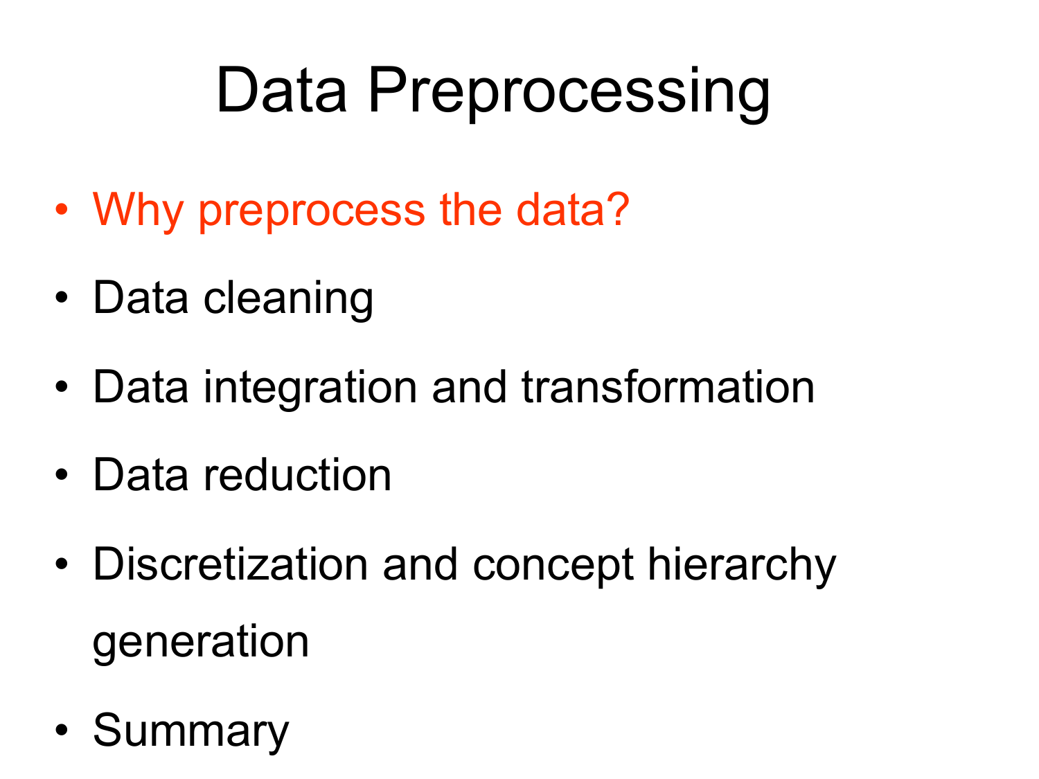# Data Preprocessing

- Why preprocess the data?
- Data cleaning
- Data integration and transformation
- Data reduction
- Discretization and concept hierarchy generation
- Summary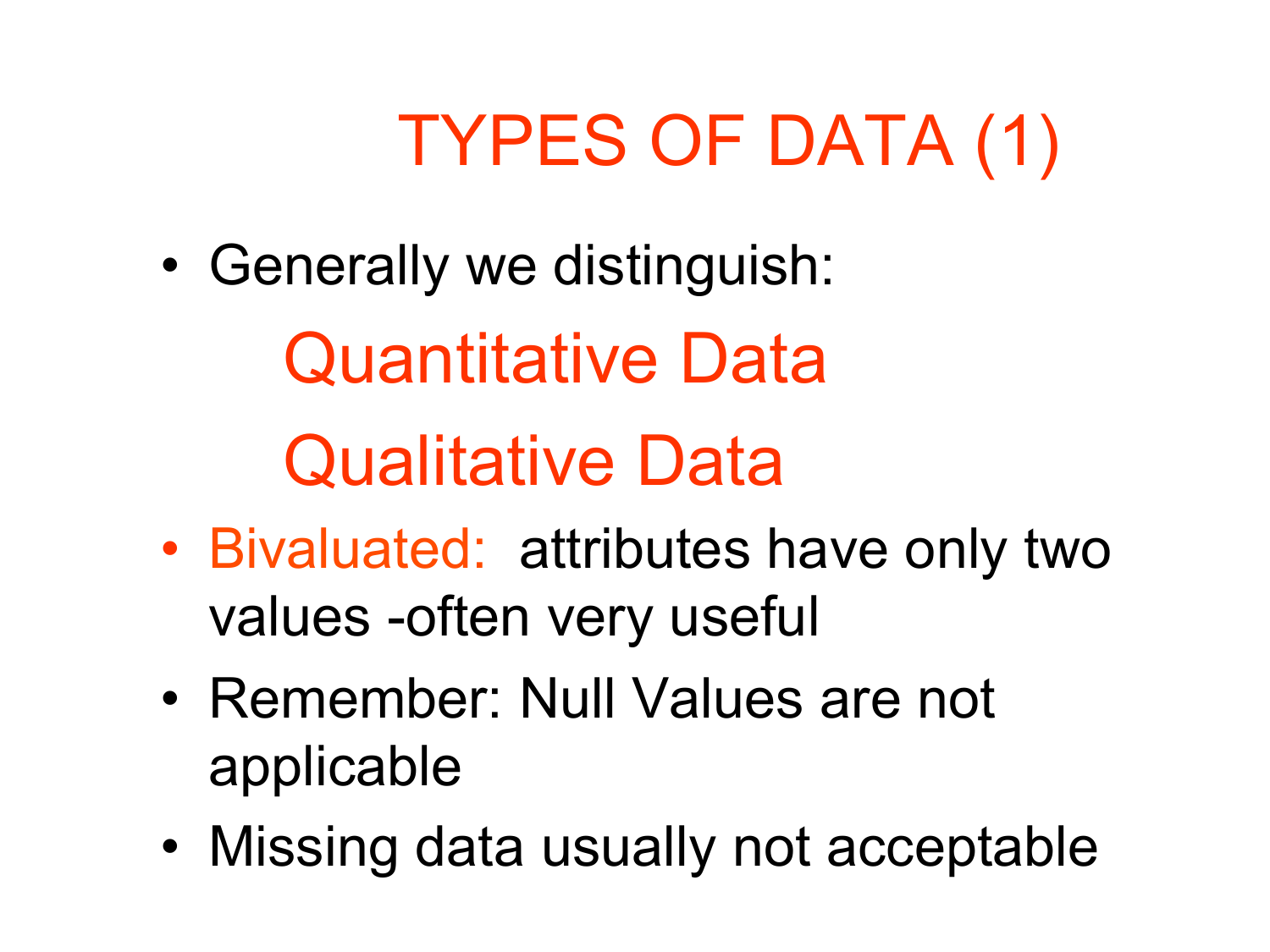# TYPES OF DATA (1)

- Generally we distinguish:

  Quantitative Data

  Qualitative Data

- Bivaluated: attributes have only two values -often very useful
- Remember: Null Values are not applicable
- Missing data usually not acceptable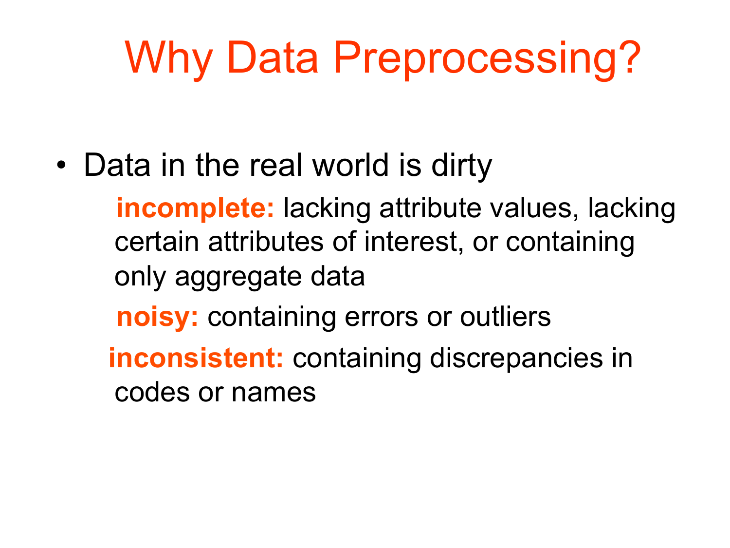# Why Data Preprocessing?

- Data in the real world is dirty
  - **incomplete:** lacking attribute values, lacking certain attributes of interest, or containing only aggregate data
  - **noisy:** containing errors or outliers
  - **inconsistent:** containing discrepancies in codes or names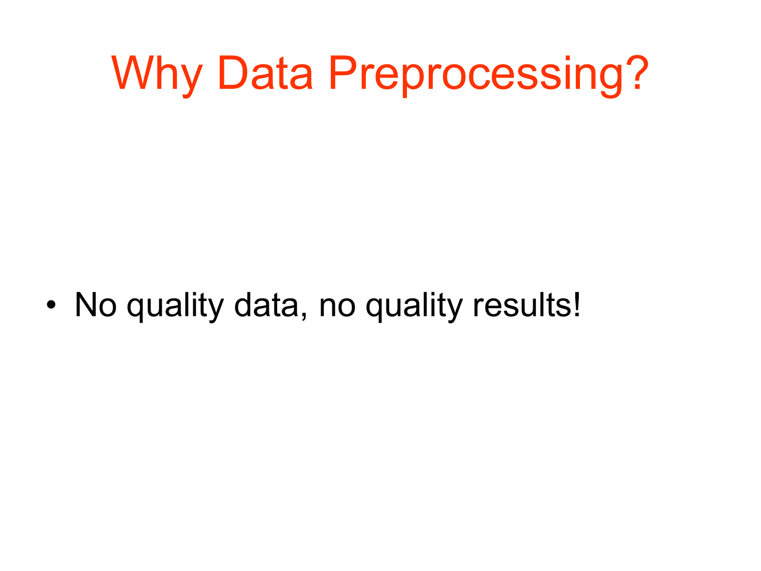# Why Data Preprocessing?

- No quality data, no quality results!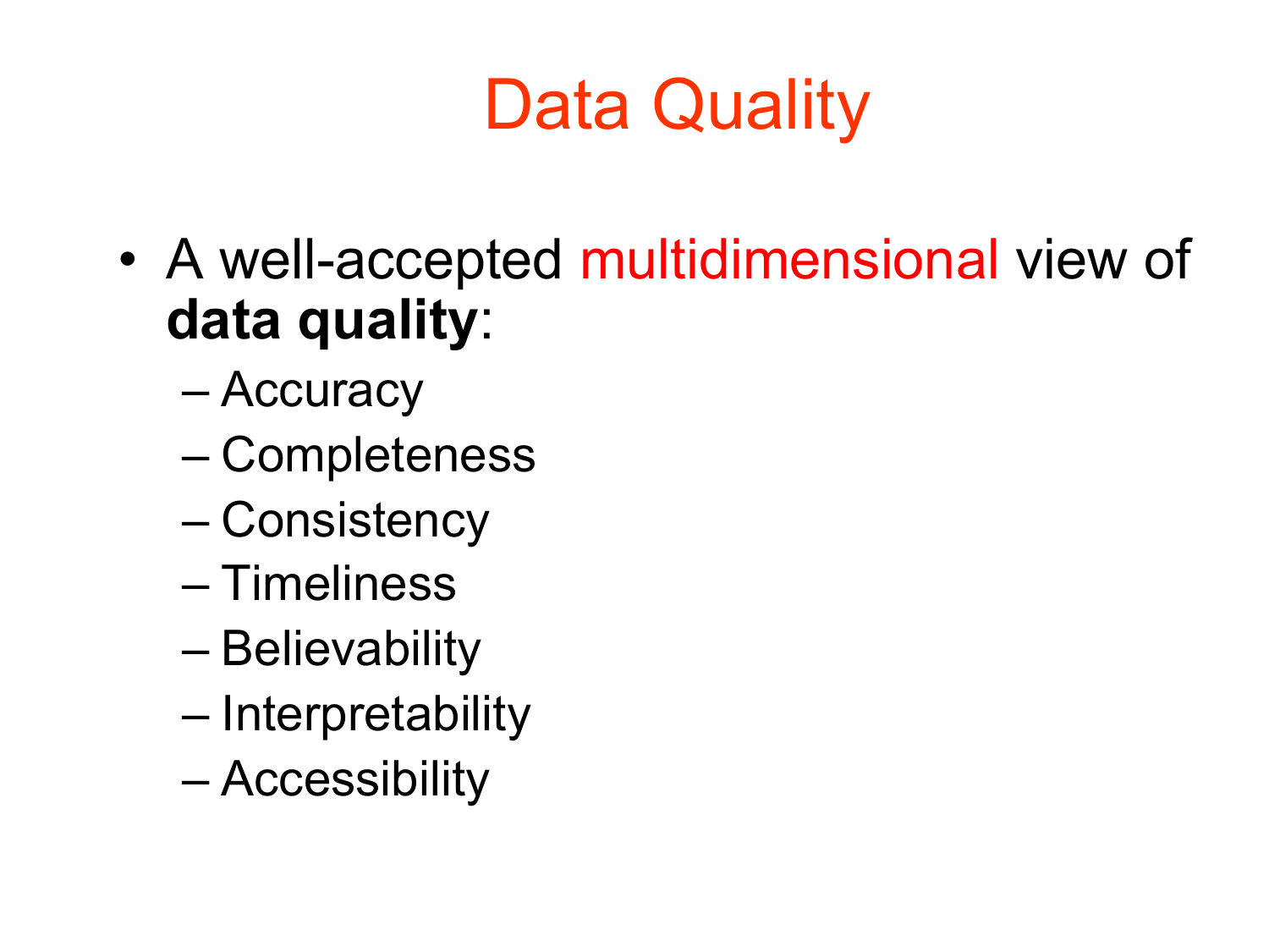# Data Quality

- A well-accepted multidimensional view of **data quality**:
  - Accuracy
  - Completeness
  - Consistency
  - Timeliness
  - Believability
  - Interpretability
  - Accessibility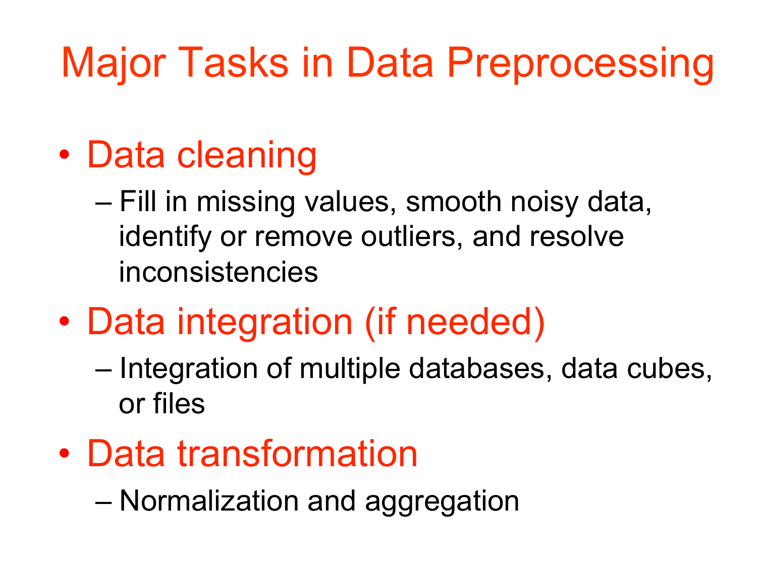# Major Tasks in Data Preprocessing

- Data cleaning
  - Fill in missing values, smooth noisy data, identify or remove outliers, and resolve inconsistencies
- Data integration (if needed)
  - Integration of multiple databases, data cubes, or files
- Data transformation
  - Normalization and aggregation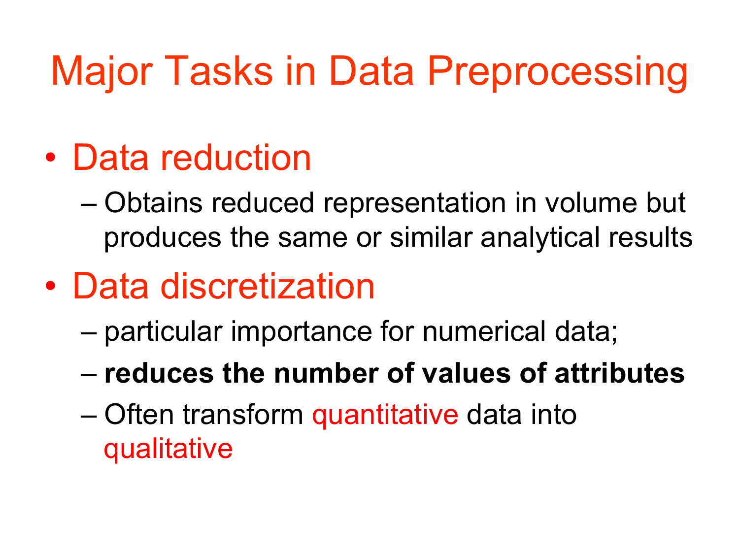# Major Tasks in Data Preprocessing

- Data reduction
  - Obtains reduced representation in volume but produces the same or similar analytical results
- Data discretization
  - particular importance for numerical data;
  - **reduces the number of values of attributes**
  - Often transform quantitative data into qualitative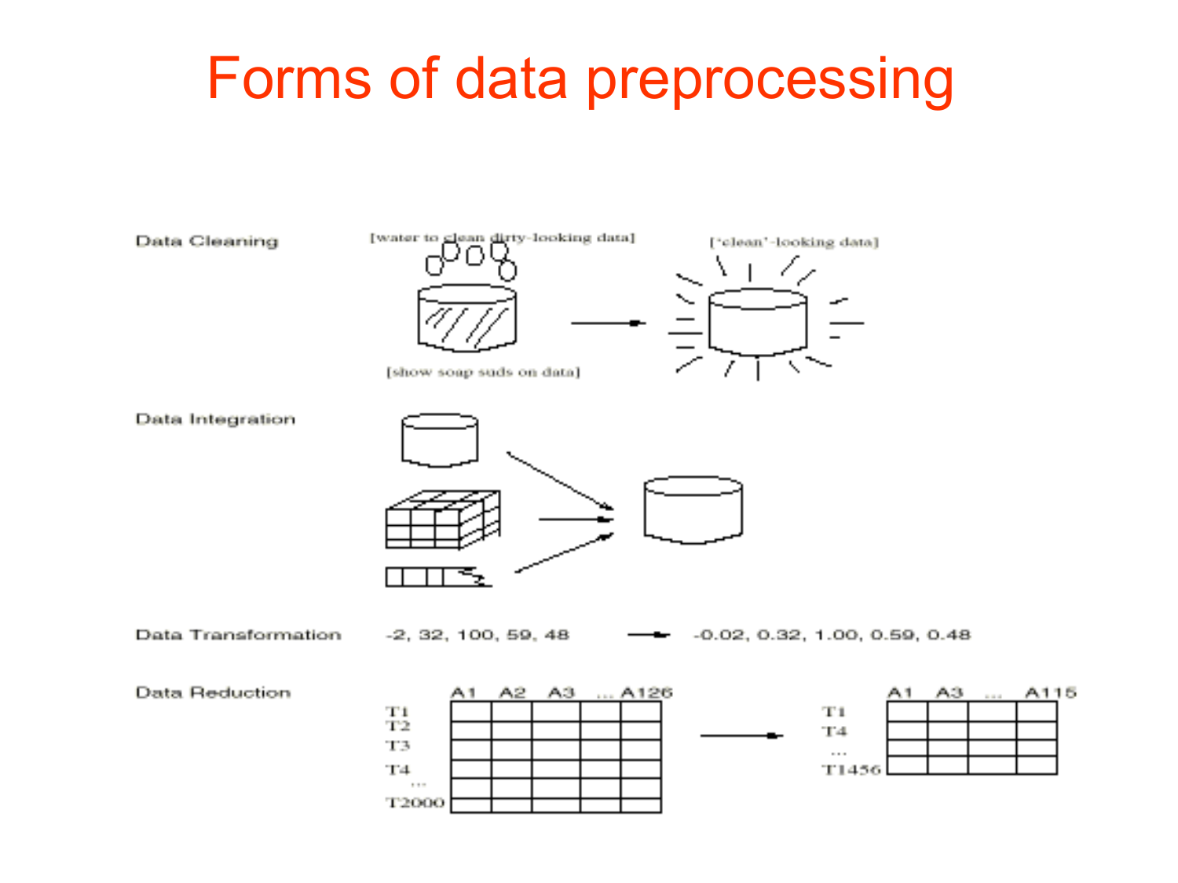# Forms of data preprocessing

Data Cleaning

[water to clean dirty-looking data]

[show soap suds on data]

['clean'-looking data]

Data Integration

Data Transformation

-2, 32, 100, 59, 48 → -0.02, 0.32, 1.00, 0.59, 0.48

Data Reduction

| | A1 | A2 | A3 | ... | A126 |
|---|---|---|---|---|---|
| T1 | | | | | |
| T2 | | | | | |
| T3 | | | | | |
| T4 | | | | | |
| ... | | | | | |
| T2000 | | | | | |

→

| | A1 | A3 | ... | A115 |
|---|---|---|---|---|
| T1 | | | | |
| T4 | | | | |
| ... | | | | |
| T1456 | | | | |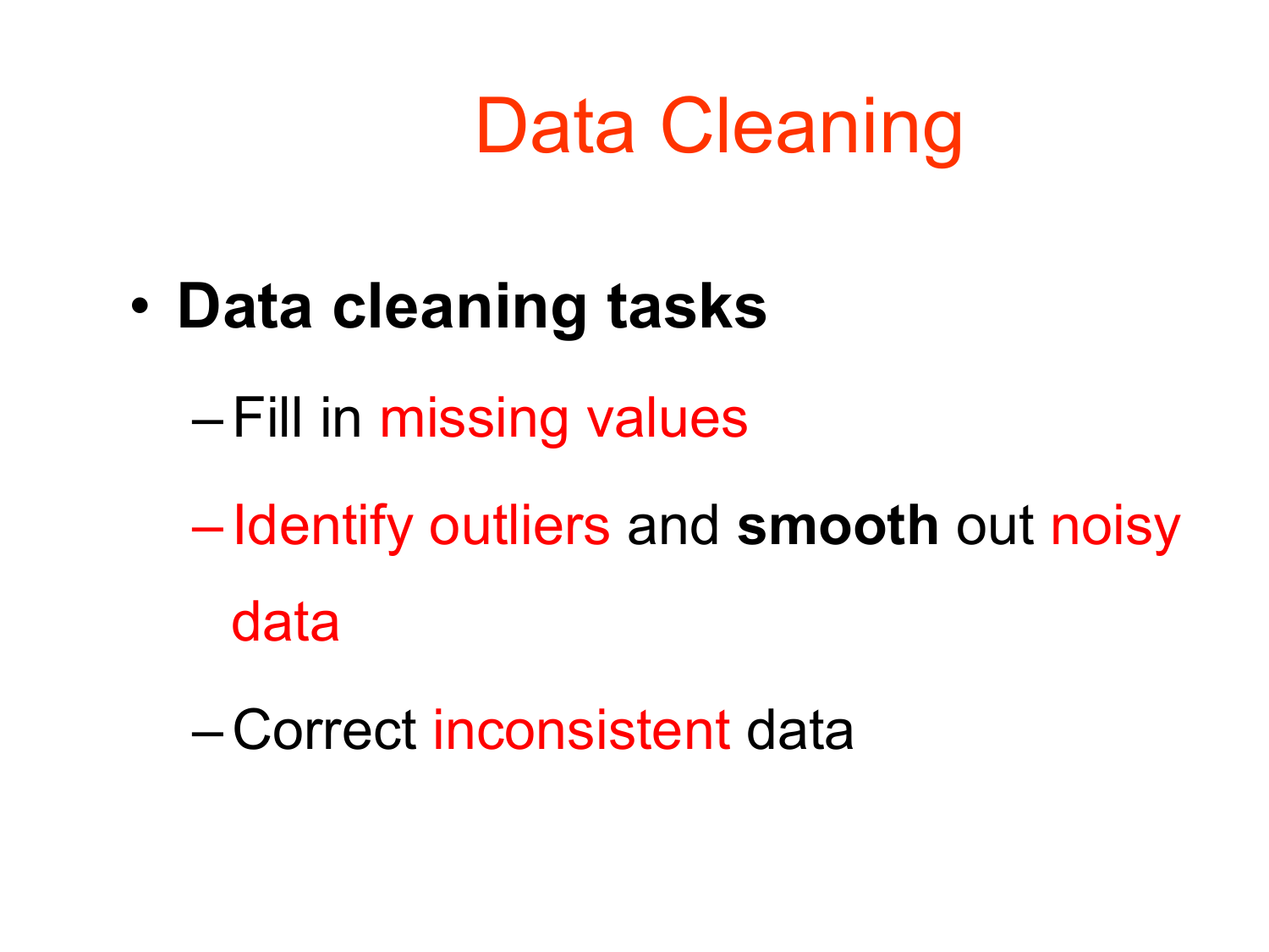# Data Cleaning

- **Data cleaning tasks**
  - Fill in missing values
  - Identify outliers and **smooth** out noisy data
  - Correct inconsistent data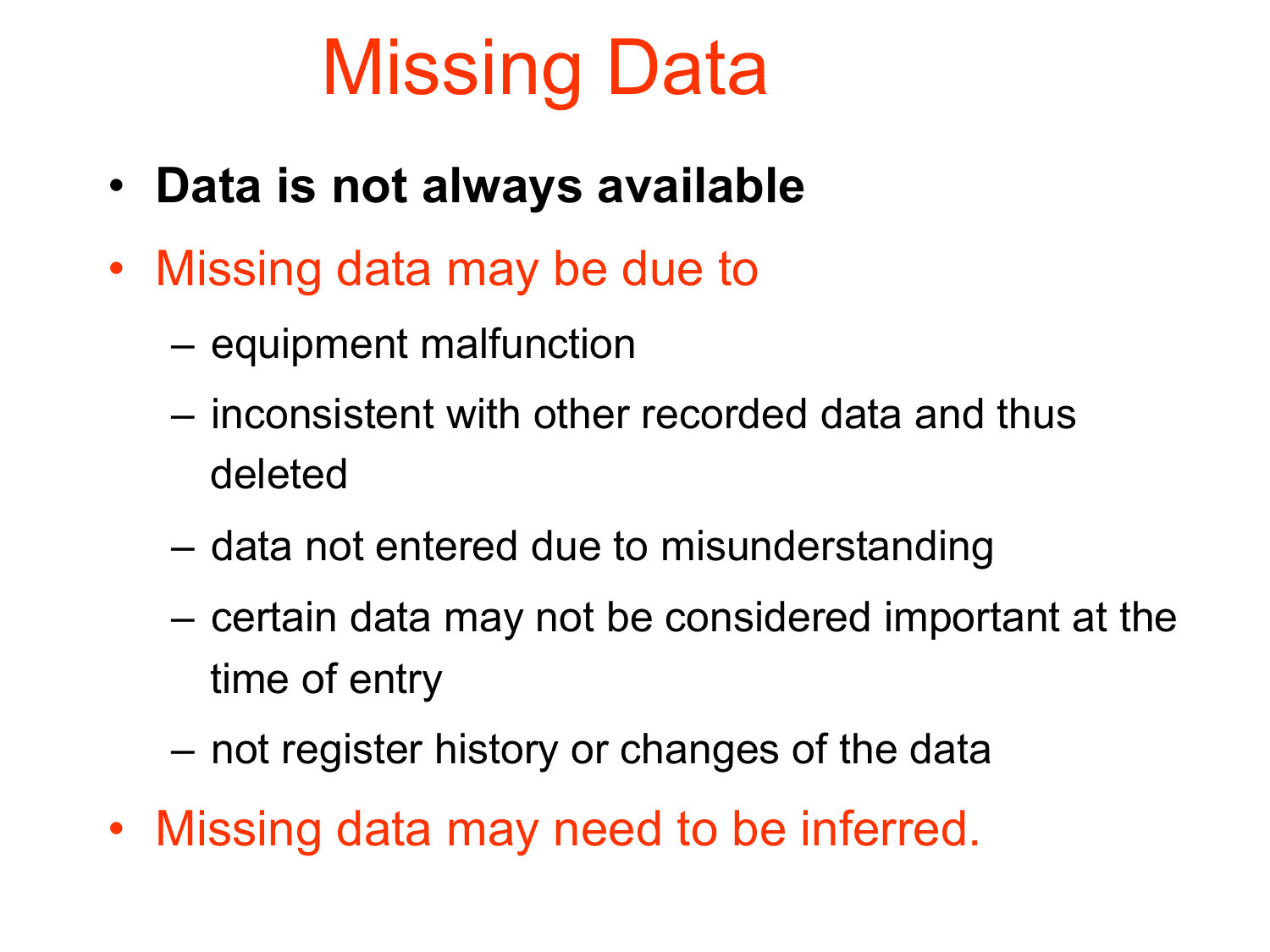# Missing Data

- **Data is not always available**
- Missing data may be due to
  - equipment malfunction
  - inconsistent with other recorded data and thus deleted
  - data not entered due to misunderstanding
  - certain data may not be considered important at the time of entry
  - not register history or changes of the data
- Missing data may need to be inferred.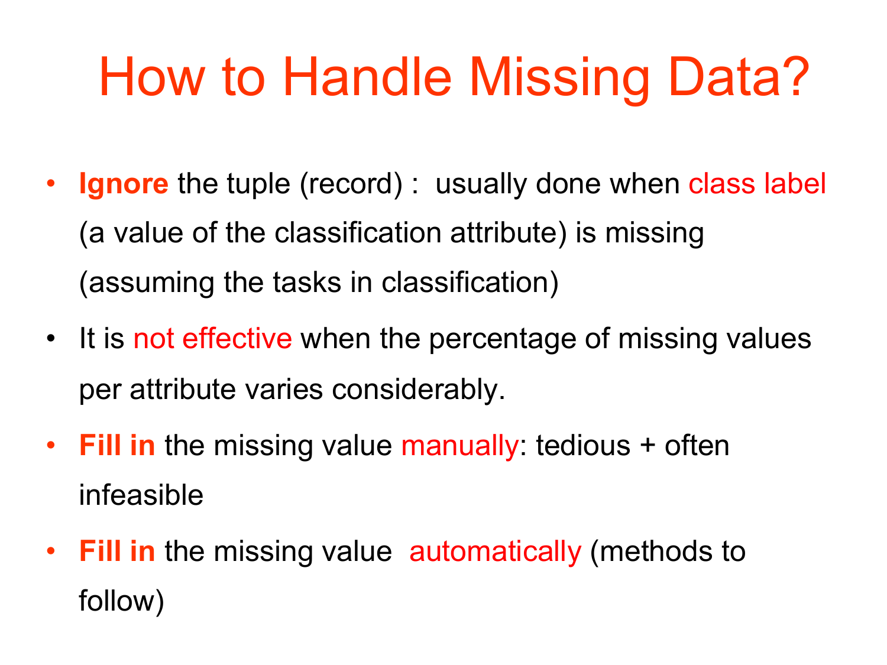# How to Handle Missing Data?

- **Ignore** the tuple (record) : usually done when class label (a value of the classification attribute) is missing (assuming the tasks in classification)
- It is not effective when the percentage of missing values per attribute varies considerably.
- **Fill in** the missing value manually: tedious + often infeasible
- **Fill in** the missing value automatically (methods to follow)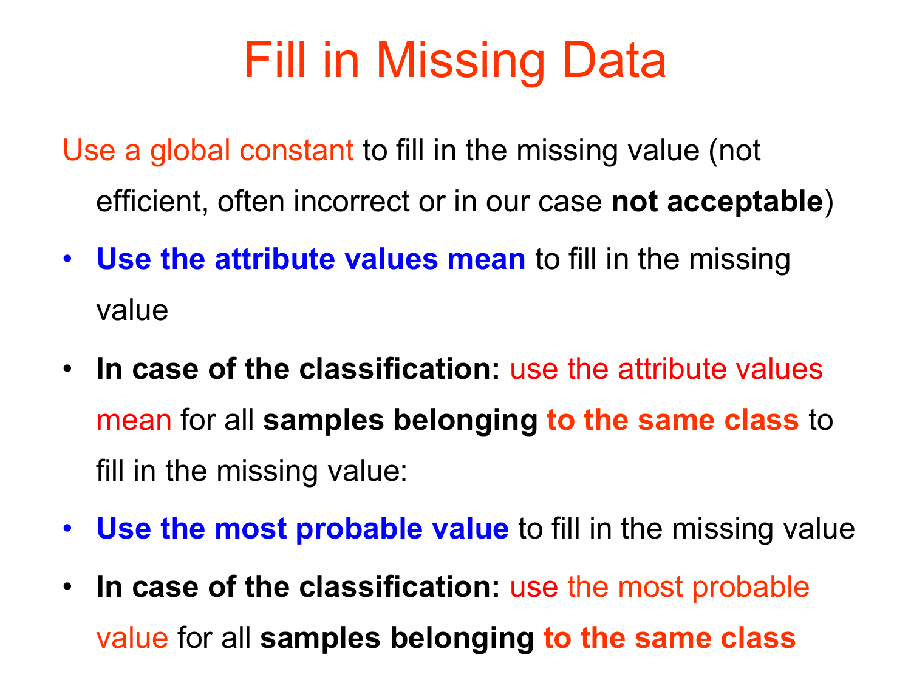# Fill in Missing Data

Use a global constant to fill in the missing value (not efficient, often incorrect or in our case **not acceptable**)

- **Use the attribute values mean** to fill in the missing value
- **In case of the classification:** use the attribute values mean for all **samples belonging to the same class** to fill in the missing value:
- **Use the most probable value** to fill in the missing value
- **In case of the classification:** use the most probable value for all **samples belonging to the same class**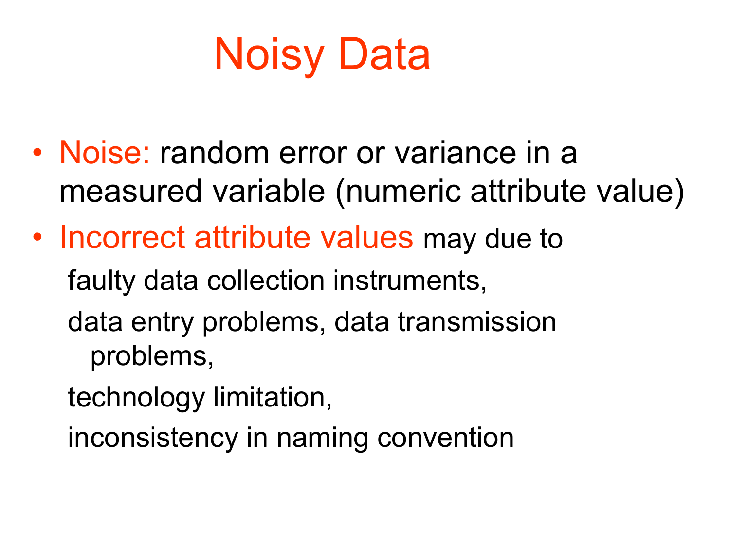# Noisy Data

- Noise: random error or variance in a measured variable (numeric attribute value)
- Incorrect attribute values may due to

  faulty data collection instruments,

  data entry problems, data transmission problems,

  technology limitation,

  inconsistency in naming convention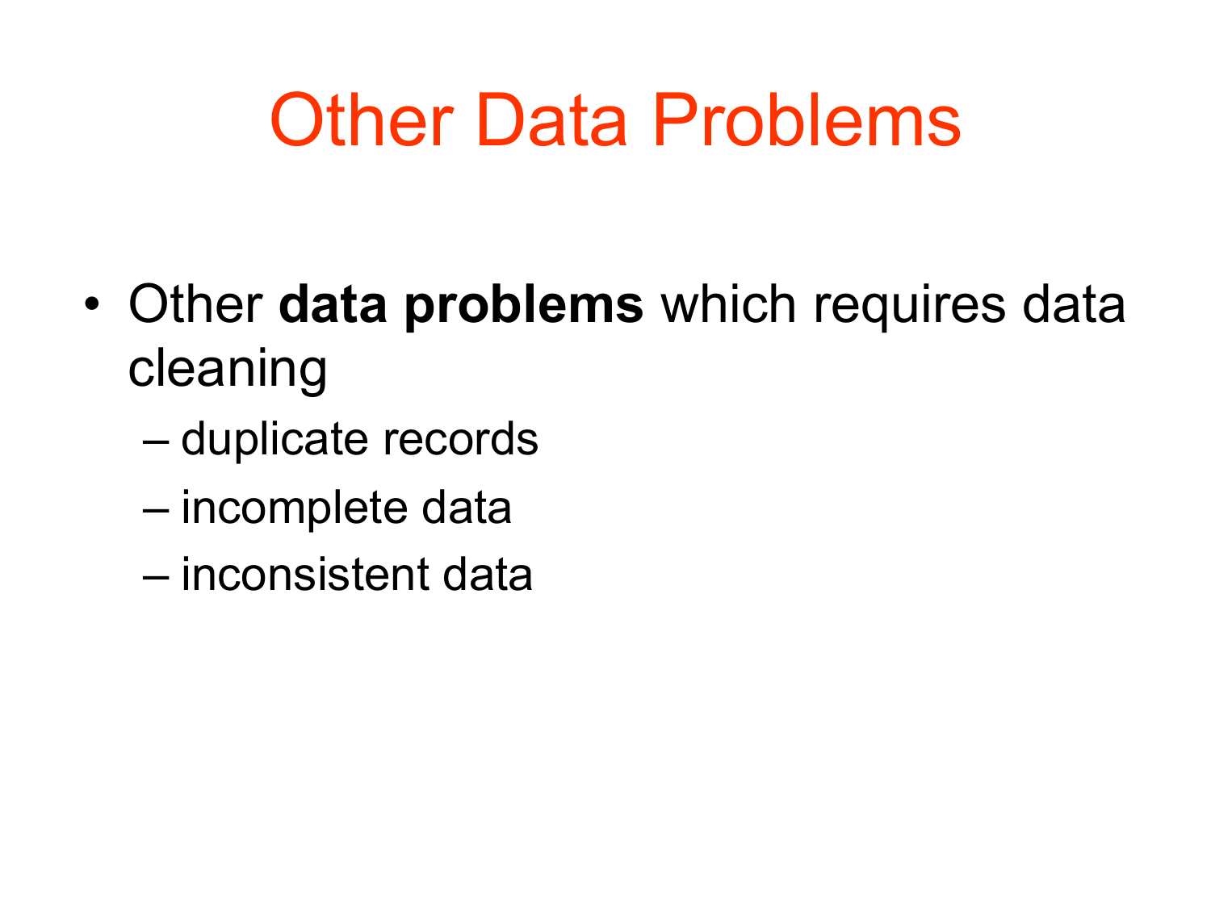# Other Data Problems

- Other **data problems** which requires data cleaning
  - duplicate records
  - incomplete data
  - inconsistent data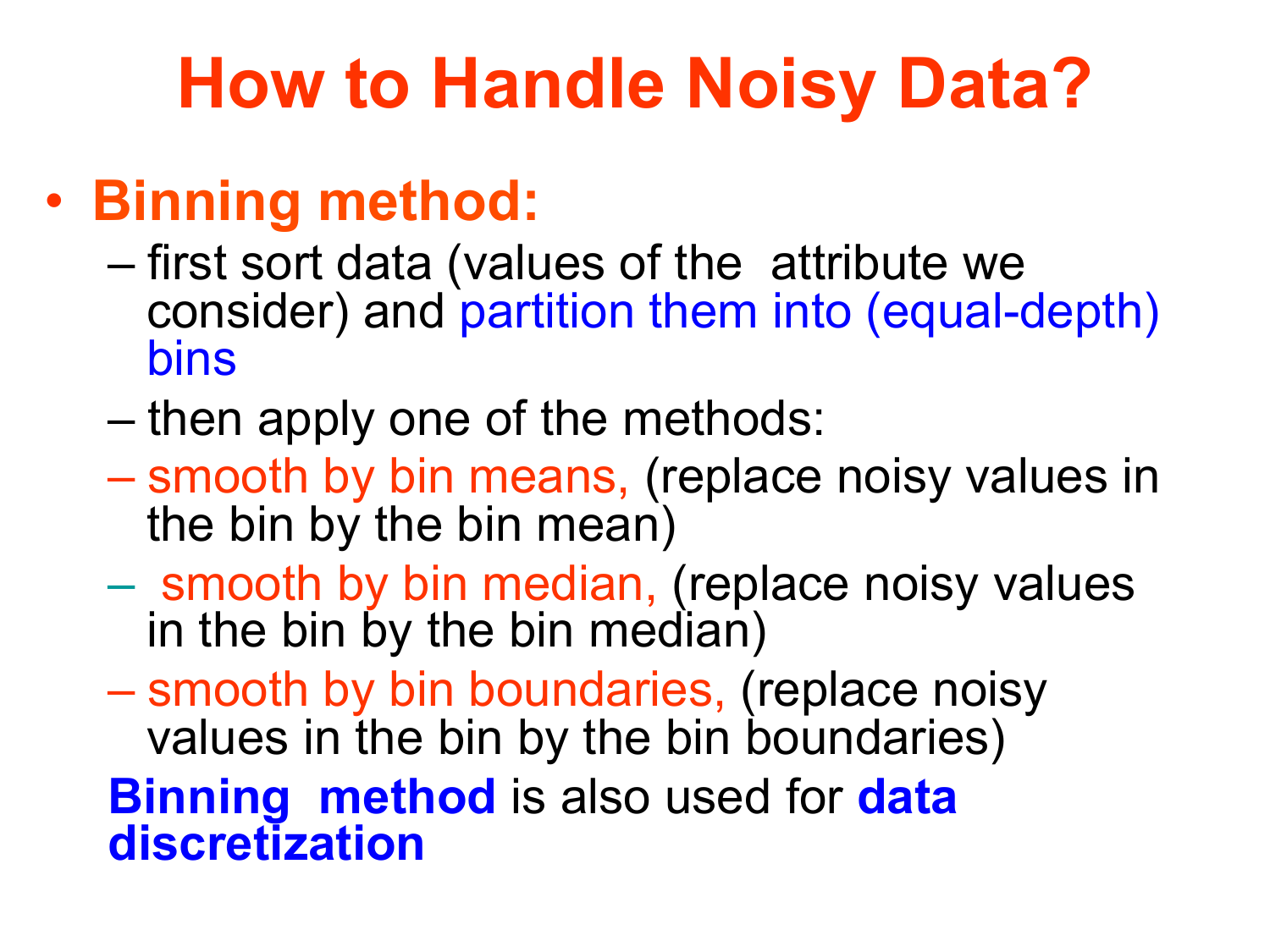# How to Handle Noisy Data?

- **Binning method:**
  - first sort data (values of the attribute we consider) and partition them into (equal-depth) bins
  - then apply one of the methods:
  - smooth by bin means, (replace noisy values in the bin by the bin mean)
  - smooth by bin median, (replace noisy values in the bin by the bin median)
  - smooth by bin boundaries, (replace noisy values in the bin by the bin boundaries)

  **Binning method** is also used for **data discretization**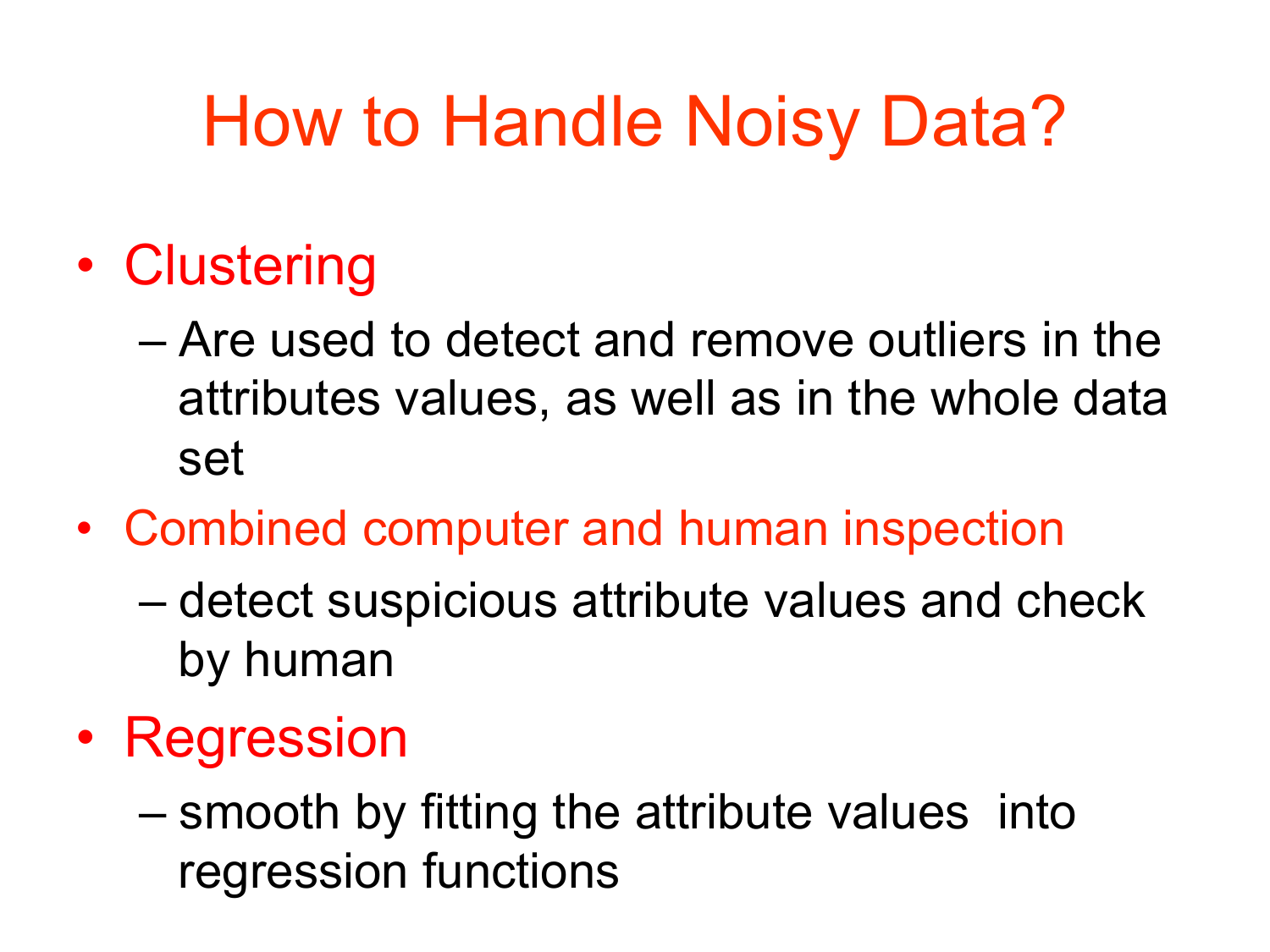# How to Handle Noisy Data?

- Clustering
  - Are used to detect and remove outliers in the attributes values, as well as in the whole data set
- Combined computer and human inspection
  - detect suspicious attribute values and check by human
- Regression
  - smooth by fitting the attribute values into regression functions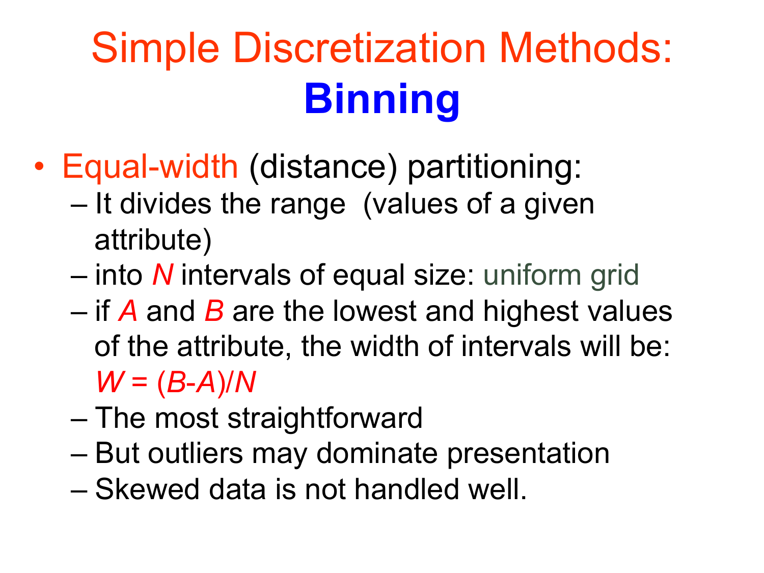# Simple Discretization Methods: **Binning**

- Equal-width (distance) partitioning:
  - It divides the range (values of a given attribute)
  - into $N$ intervals of equal size: uniform grid
  - if $A$ and $B$ are the lowest and highest values of the attribute, the width of intervals will be: $W = (B-A)/N$
  - The most straightforward
  - But outliers may dominate presentation
  - Skewed data is not handled well.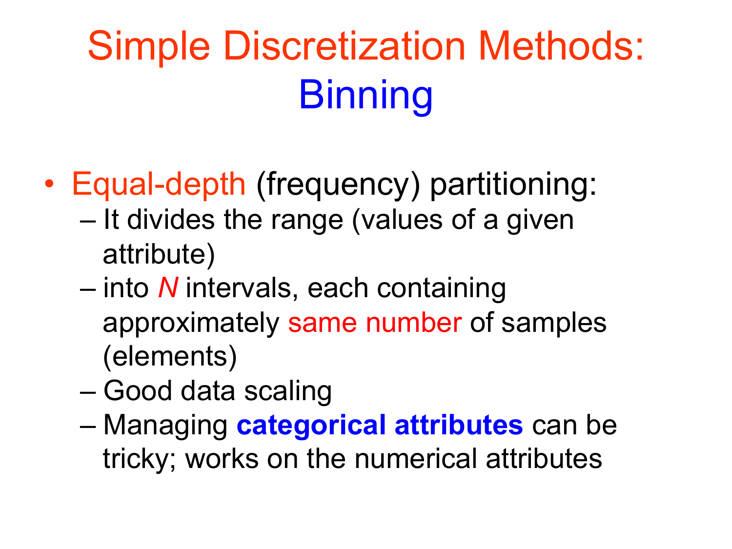# Simple Discretization Methods: Binning

- Equal-depth (frequency) partitioning:
  - It divides the range (values of a given attribute)
  - into *N* intervals, each containing approximately same number of samples (elements)
  - Good data scaling
  - Managing **categorical attributes** can be tricky; works on the numerical attributes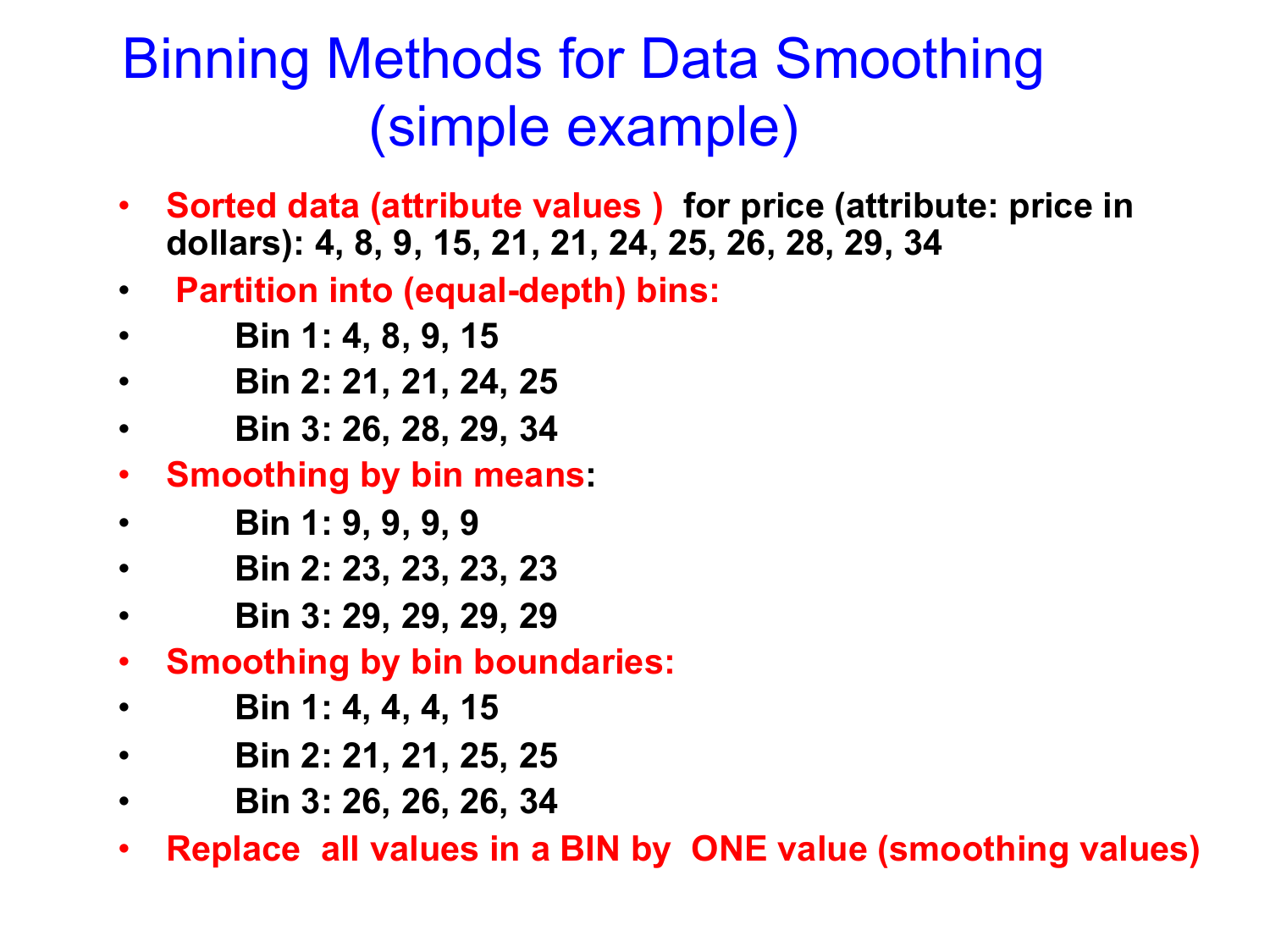# Binning Methods for Data Smoothing (simple example)

- **Sorted data (attribute values ) for price (attribute: price in dollars): 4, 8, 9, 15, 21, 21, 24, 25, 26, 28, 29, 34**
- **Partition into (equal-depth) bins:**
- **Bin 1: 4, 8, 9, 15**
- **Bin 2: 21, 21, 24, 25**
- **Bin 3: 26, 28, 29, 34**
- **Smoothing by bin means:**
- **Bin 1: 9, 9, 9, 9**
- **Bin 2: 23, 23, 23, 23**
- **Bin 3: 29, 29, 29, 29**
- **Smoothing by bin boundaries:**
- **Bin 1: 4, 4, 4, 15**
- **Bin 2: 21, 21, 25, 25**
- **Bin 3: 26, 26, 26, 34**
- **Replace all values in a BIN by ONE value (smoothing values)**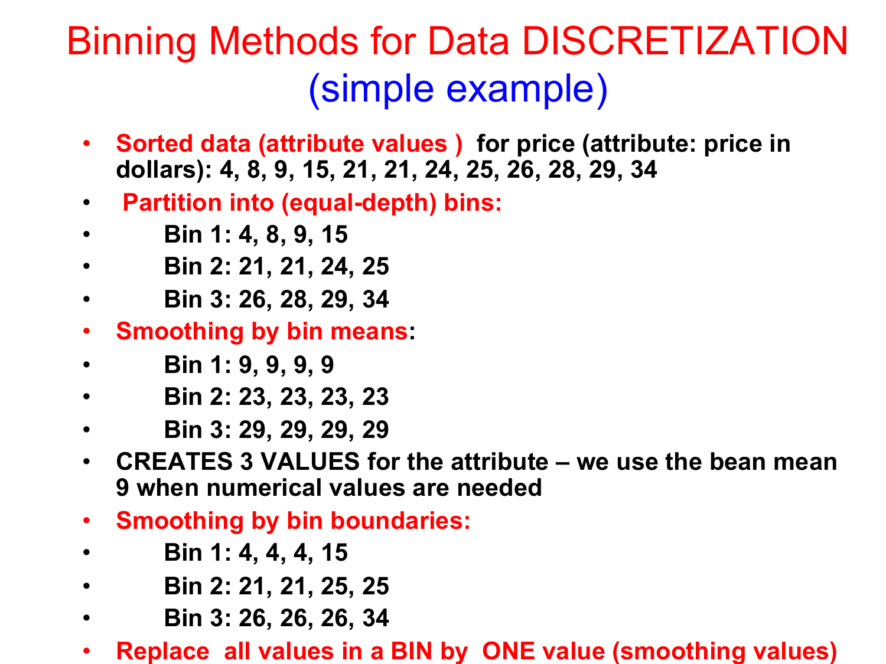# Binning Methods for Data DISCRETIZATION (simple example)

- **Sorted data (attribute values ) for price (attribute: price in dollars): 4, 8, 9, 15, 21, 21, 24, 25, 26, 28, 29, 34**
- **Partition into (equal-depth) bins:**
- **Bin 1: 4, 8, 9, 15**
- **Bin 2: 21, 21, 24, 25**
- **Bin 3: 26, 28, 29, 34**
- **Smoothing by bin means:**
- **Bin 1: 9, 9, 9, 9**
- **Bin 2: 23, 23, 23, 23**
- **Bin 3: 29, 29, 29, 29**
- **CREATES 3 VALUES for the attribute – we use the bean mean 9 when numerical values are needed**
- **Smoothing by bin boundaries:**
- **Bin 1: 4, 4, 4, 15**
- **Bin 2: 21, 21, 25, 25**
- **Bin 3: 26, 26, 26, 34**
- **Replace all values in a BIN by ONE value (smoothing values)**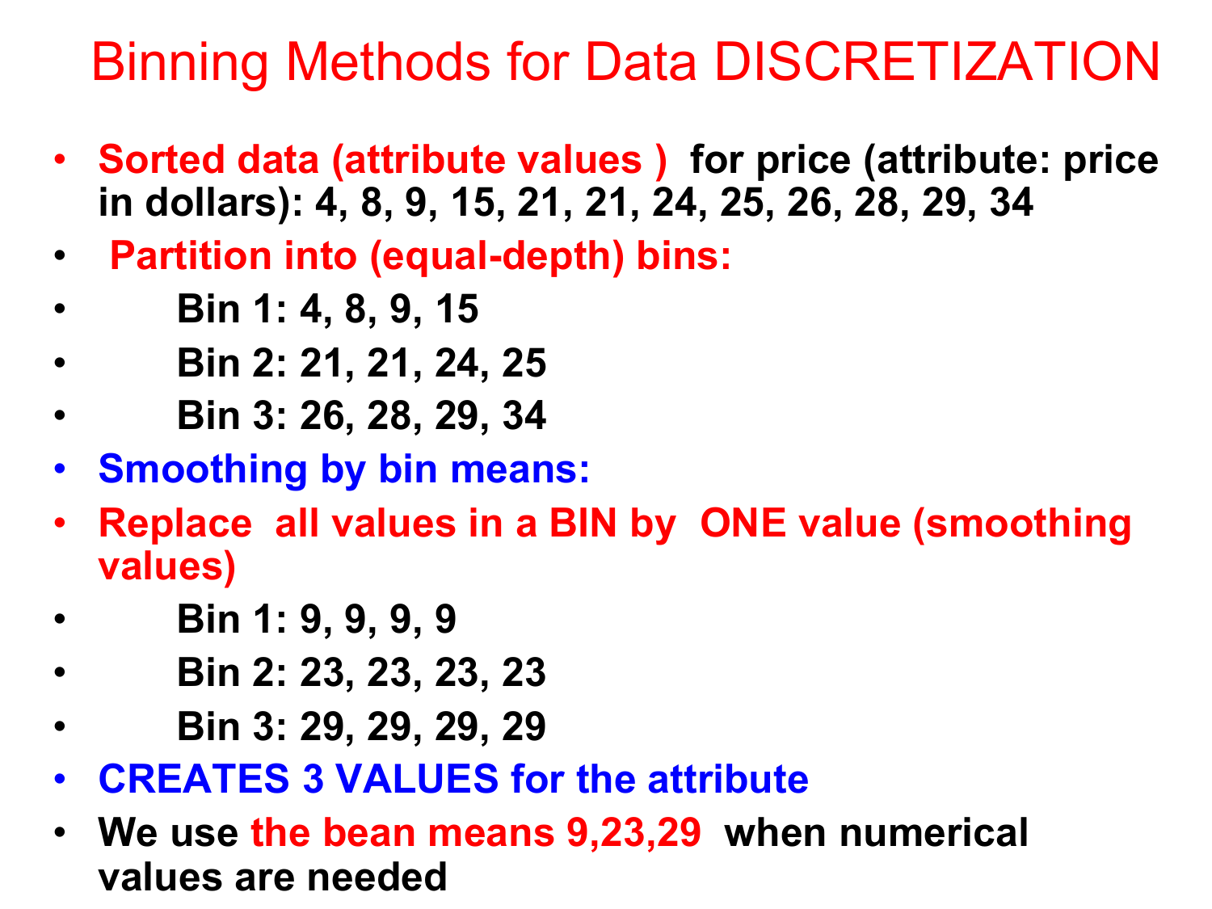# Binning Methods for Data DISCRETIZATION

- **Sorted data (attribute values ) for price (attribute: price in dollars): 4, 8, 9, 15, 21, 21, 24, 25, 26, 28, 29, 34**
- **Partition into (equal-depth) bins:**
- **Bin 1: 4, 8, 9, 15**
- **Bin 2: 21, 21, 24, 25**
- **Bin 3: 26, 28, 29, 34**
- **Smoothing by bin means:**
- **Replace all values in a BIN by ONE value (smoothing values)**
- **Bin 1: 9, 9, 9, 9**
- **Bin 2: 23, 23, 23, 23**
- **Bin 3: 29, 29, 29, 29**
- **CREATES 3 VALUES for the attribute**
- **We use the bean means 9,23,29 when numerical values are needed**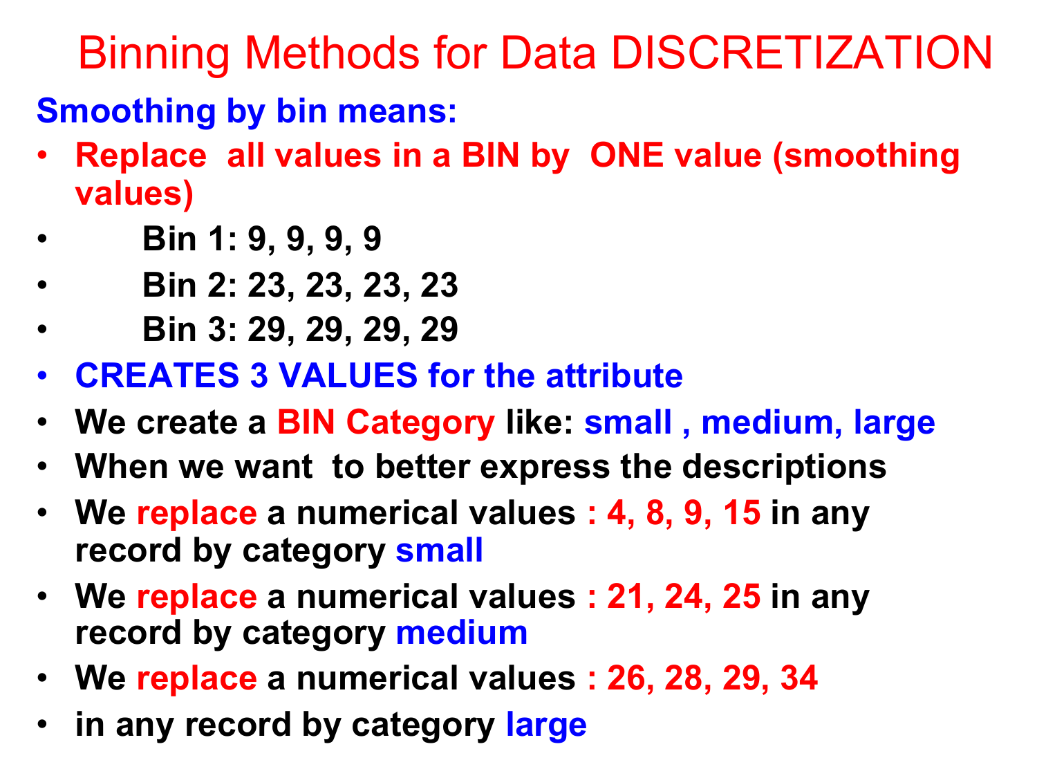# Binning Methods for Data DISCRETIZATION

**Smoothing by bin means:**

- **Replace all values in a BIN by ONE value (smoothing values)**
- **Bin 1: 9, 9, 9, 9**
- **Bin 2: 23, 23, 23, 23**
- **Bin 3: 29, 29, 29, 29**
- **CREATES 3 VALUES for the attribute**
- **We create a BIN Category like: small , medium, large**
- **When we want to better express the descriptions**
- **We replace a numerical values : 4, 8, 9, 15 in any record by category small**
- **We replace a numerical values : 21, 24, 25 in any record by category medium**
- **We replace a numerical values : 26, 28, 29, 34**
- **in any record by category large**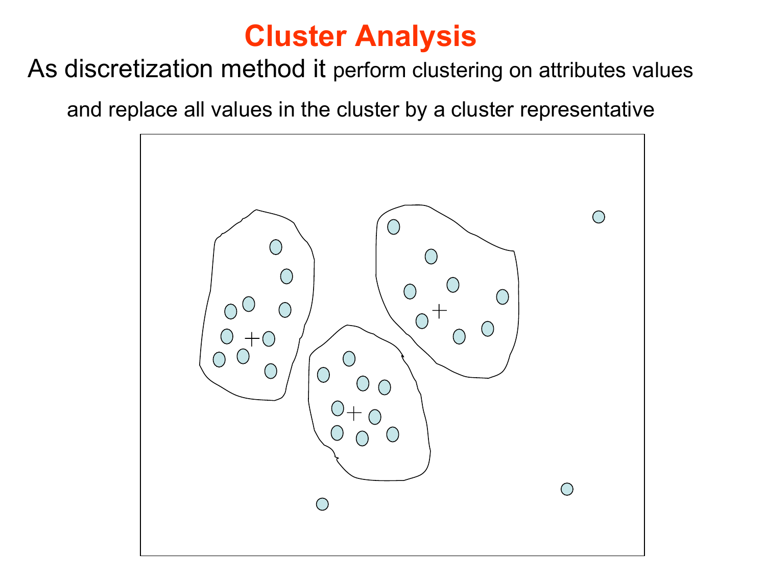# Cluster Analysis

As discretization method it perform clustering on attributes values and replace all values in the cluster by a cluster representative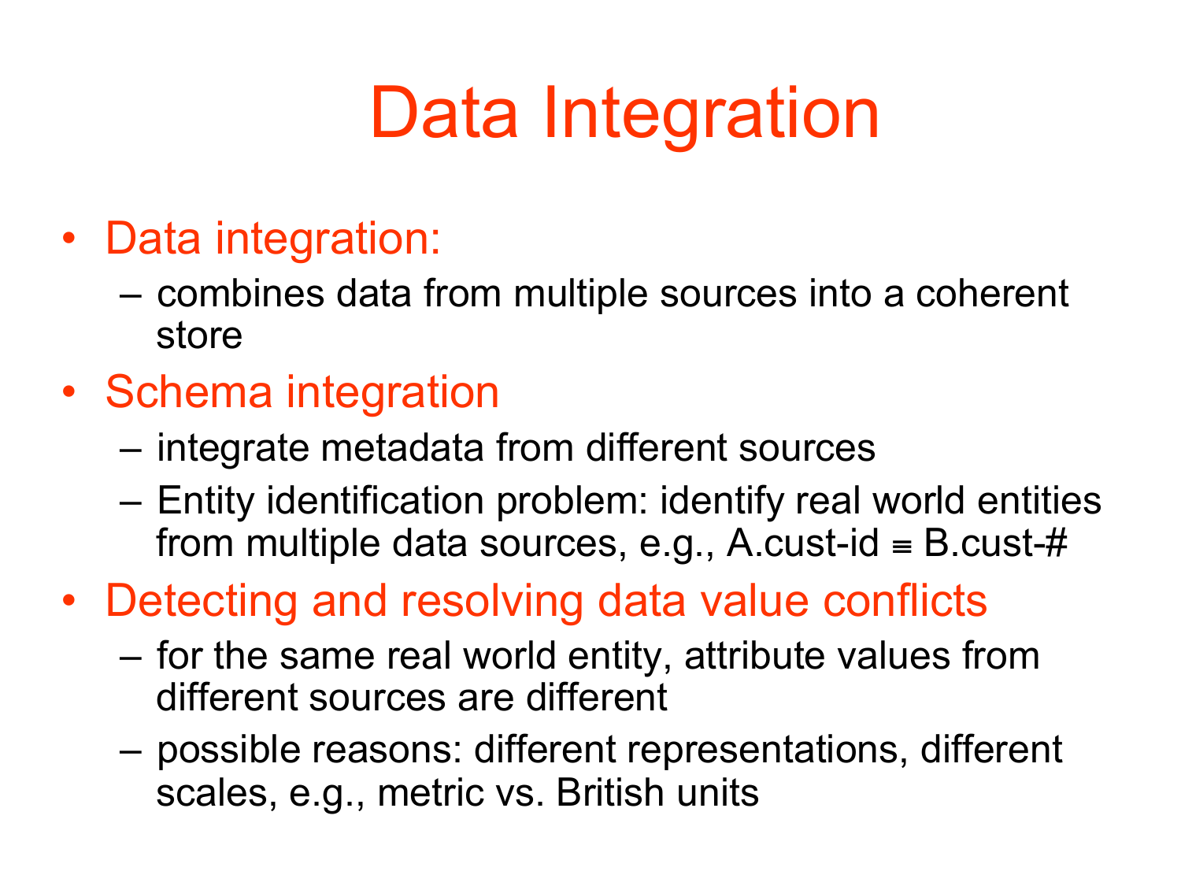# Data Integration

- Data integration:
  - combines data from multiple sources into a coherent store
- Schema integration
  - integrate metadata from different sources
  - Entity identification problem: identify real world entities from multiple data sources, e.g., A.cust-id ≡ B.cust-#
- Detecting and resolving data value conflicts
  - for the same real world entity, attribute values from different sources are different
  - possible reasons: different representations, different scales, e.g., metric vs. British units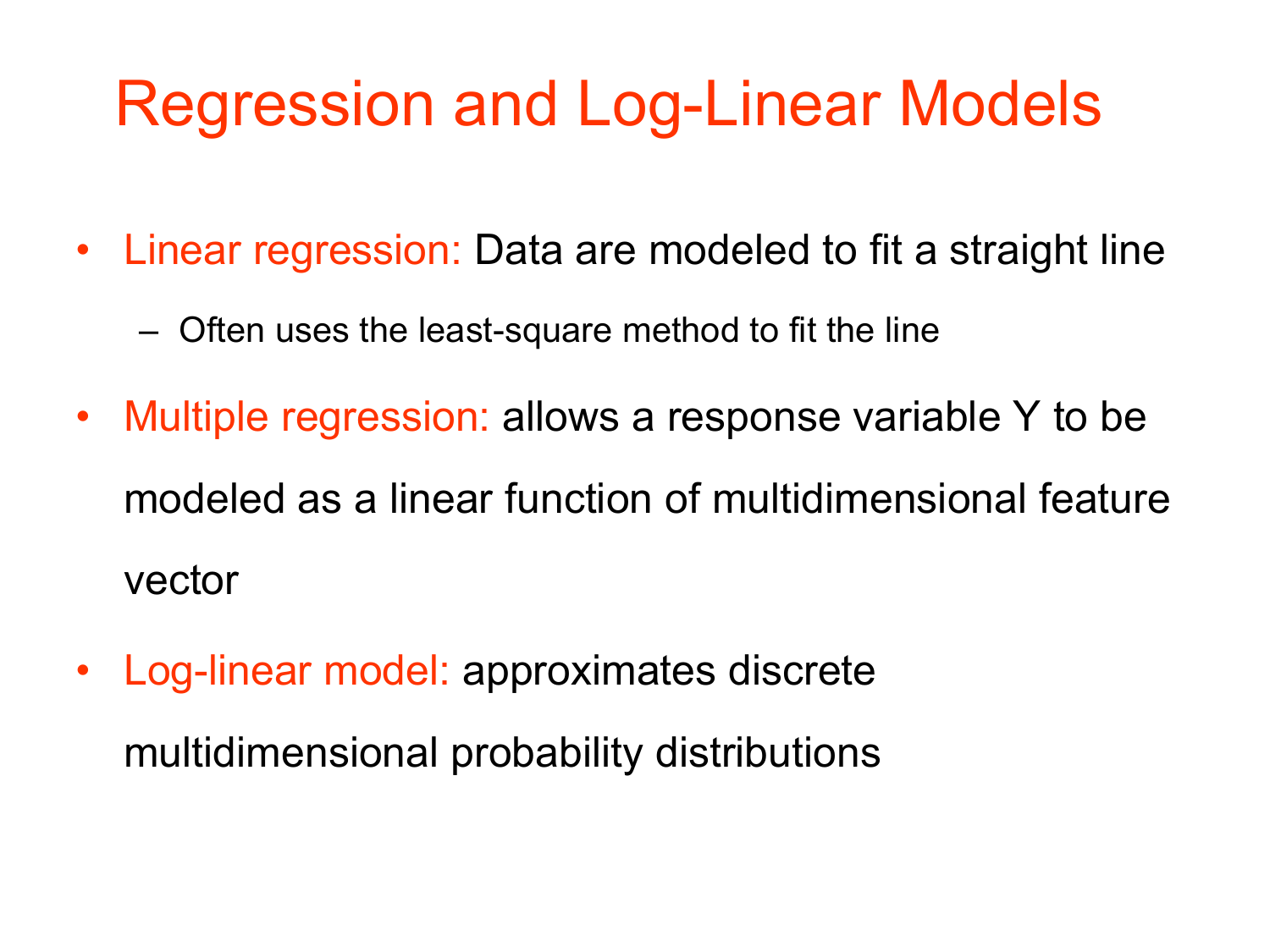# Regression and Log-Linear Models

- Linear regression: Data are modeled to fit a straight line
  - Often uses the least-square method to fit the line
- Multiple regression: allows a response variable Y to be modeled as a linear function of multidimensional feature vector
- Log-linear model: approximates discrete multidimensional probability distributions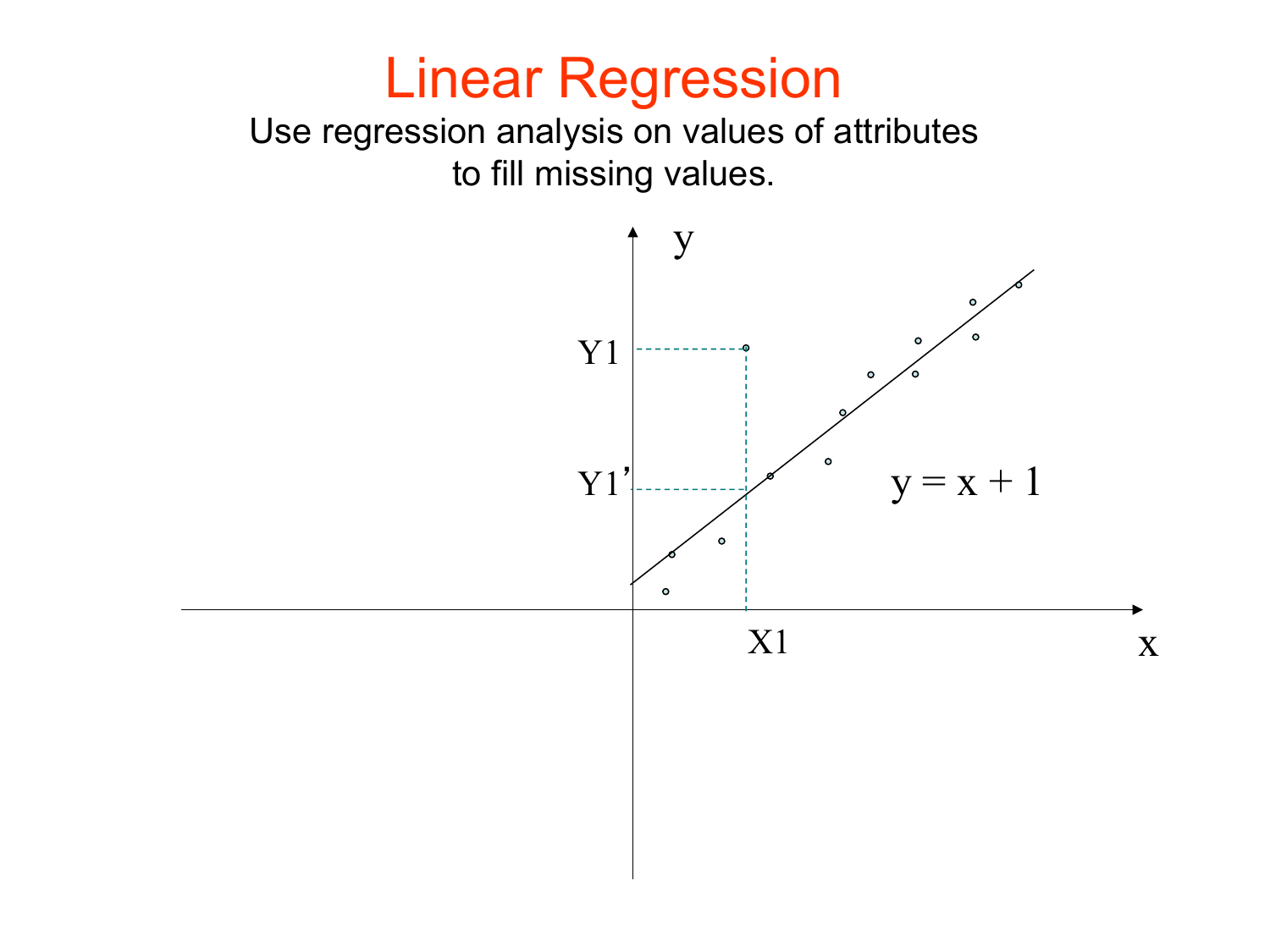# Linear Regression

Use regression analysis on values of attributes to fill missing values.

y

Y1

Y1’

$y = x + 1$

X1

x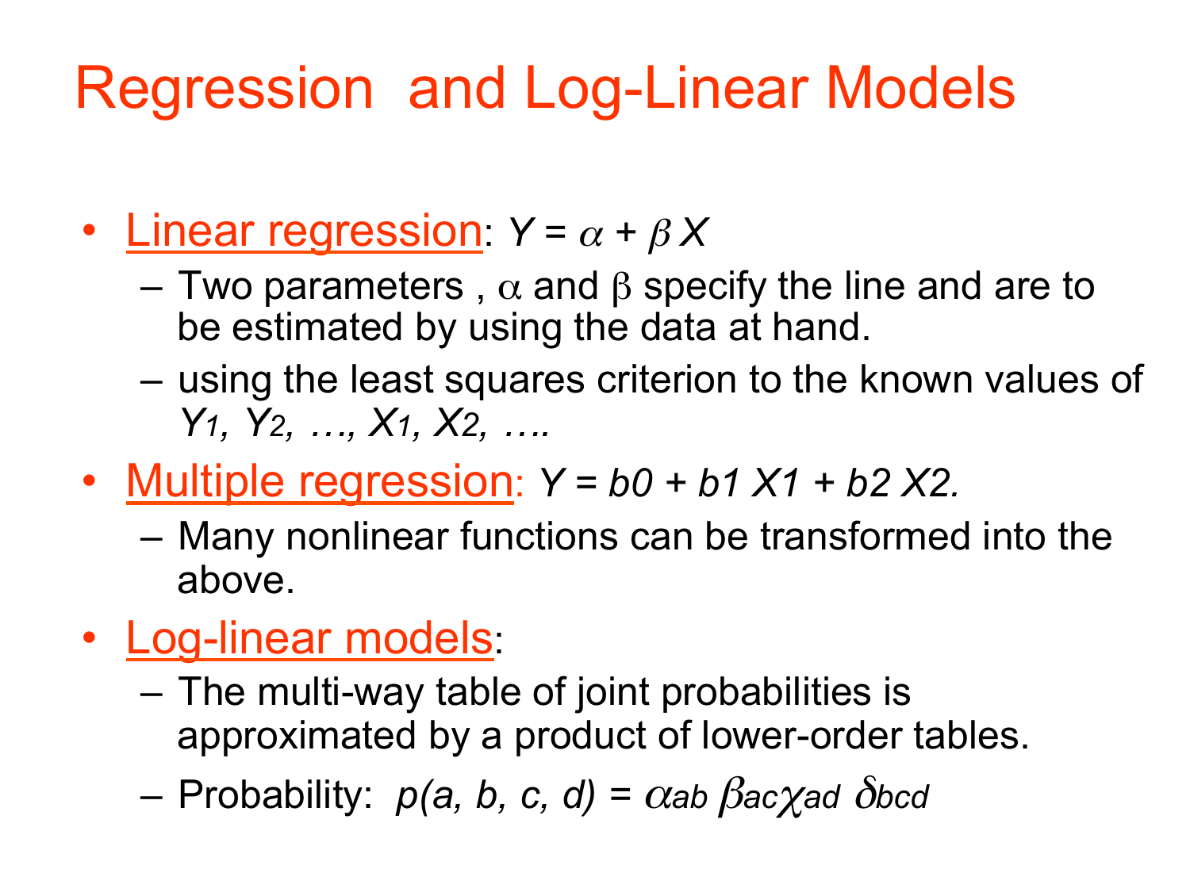# Regression and Log-Linear Models

- Linear regression: $Y = \alpha + \beta X$
  - Two parameters, $\alpha$ and $\beta$ specify the line and are to be estimated by using the data at hand.
  - using the least squares criterion to the known values of $Y_1, Y_2, \ldots, X_1, X_2, \ldots$.
- Multiple regression: $Y = b0 + b1\ X1 + b2\ X2$.
  - Many nonlinear functions can be transformed into the above.
- Log-linear models:
  - The multi-way table of joint probabilities is approximated by a product of lower-order tables.
  - Probability: $p(a, b, c, d) = \alpha_{ab}\ \beta_{ac} \chi_{ad}\ \delta_{bcd}$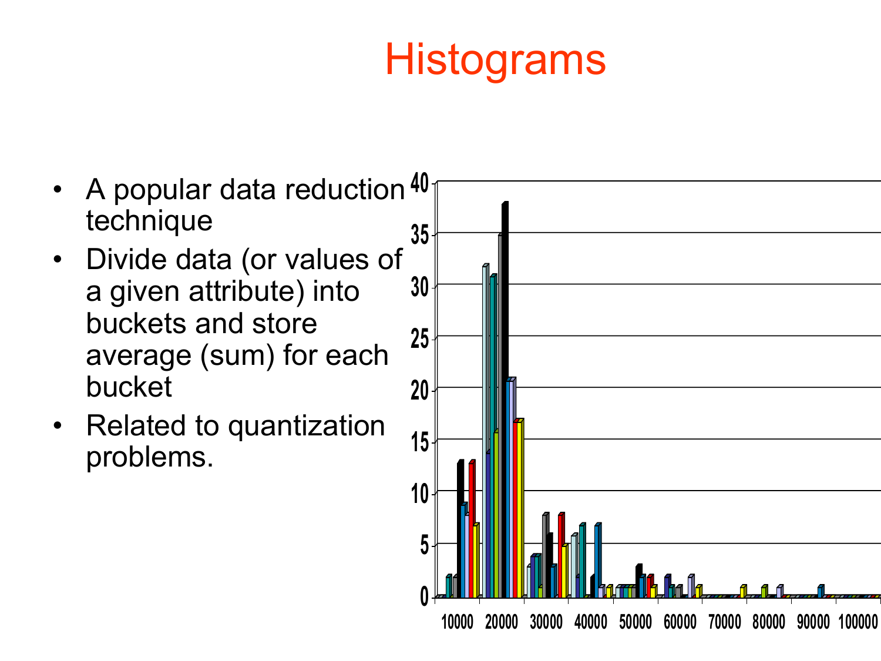# Histograms

- A popular data reduction technique
- Divide data (or values of a given attribute) into buckets and store average (sum) for each bucket
- Related to quantization problems.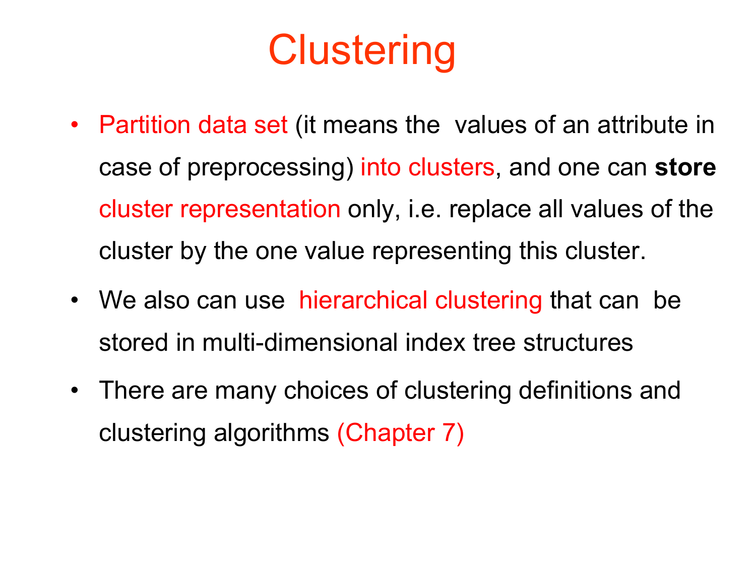# Clustering

- Partition data set (it means the values of an attribute in case of preprocessing) into clusters, and one can **store** cluster representation only, i.e. replace all values of the cluster by the one value representing this cluster.
- We also can use hierarchical clustering that can be stored in multi-dimensional index tree structures
- There are many choices of clustering definitions and clustering algorithms (Chapter 7)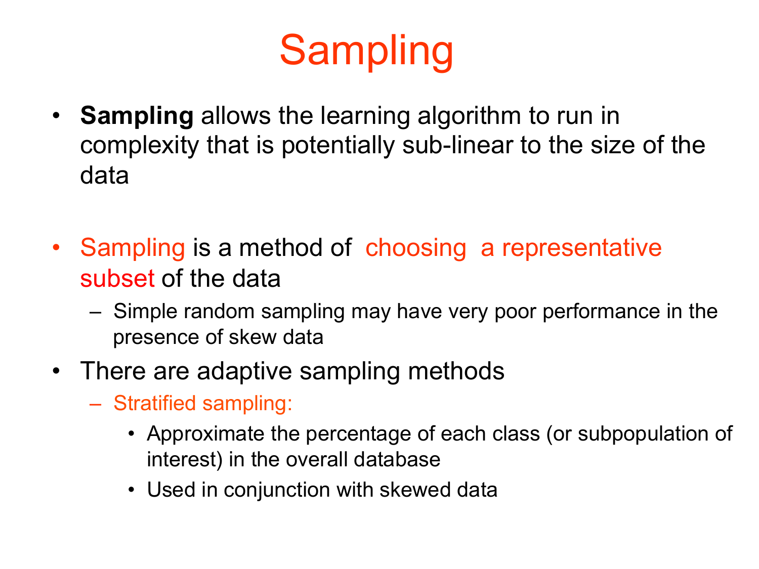# Sampling

- **Sampling** allows the learning algorithm to run in complexity that is potentially sub-linear to the size of the data

- Sampling is a method of choosing a representative subset of the data
  - Simple random sampling may have very poor performance in the presence of skew data
- There are adaptive sampling methods
  - Stratified sampling:
    - Approximate the percentage of each class (or subpopulation of interest) in the overall database
    - Used in conjunction with skewed data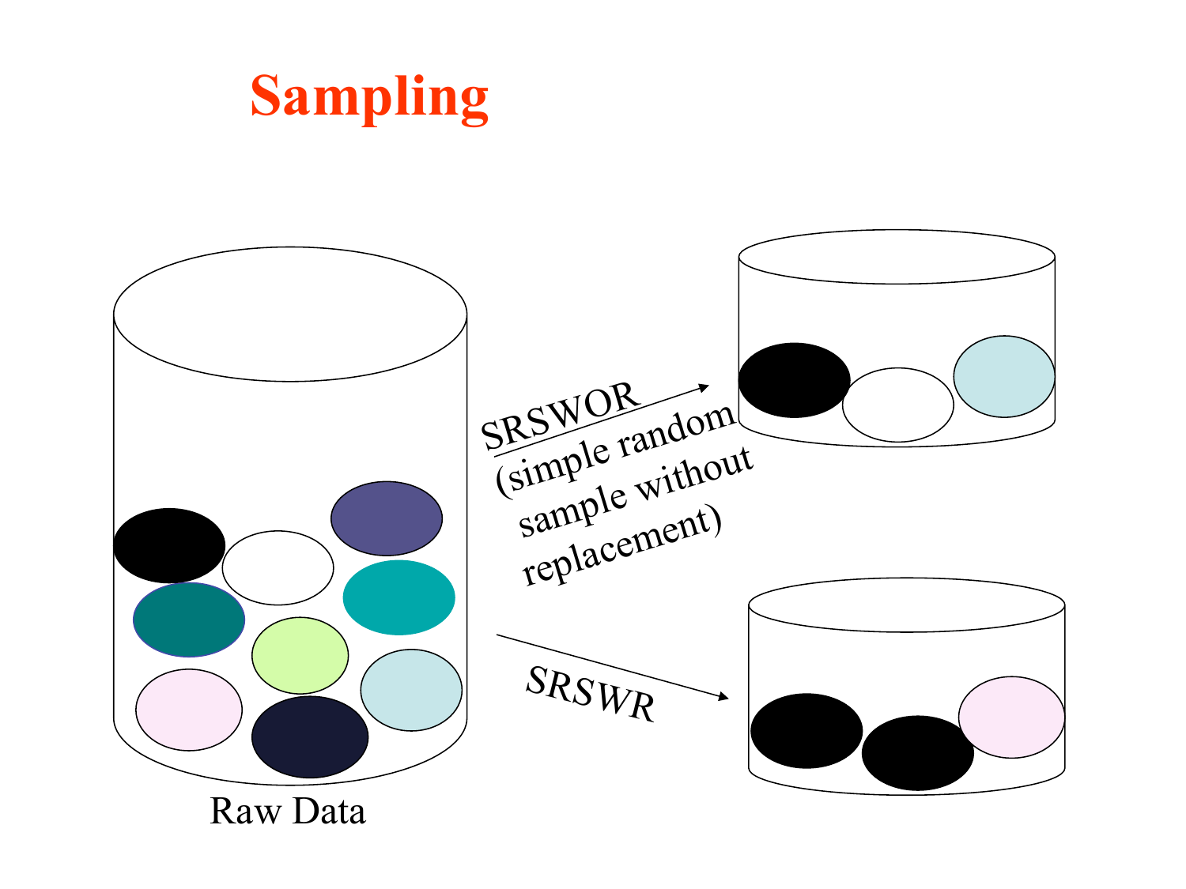# Sampling

SRSWOR (simple random sample without replacement)

SRSWR

Raw Data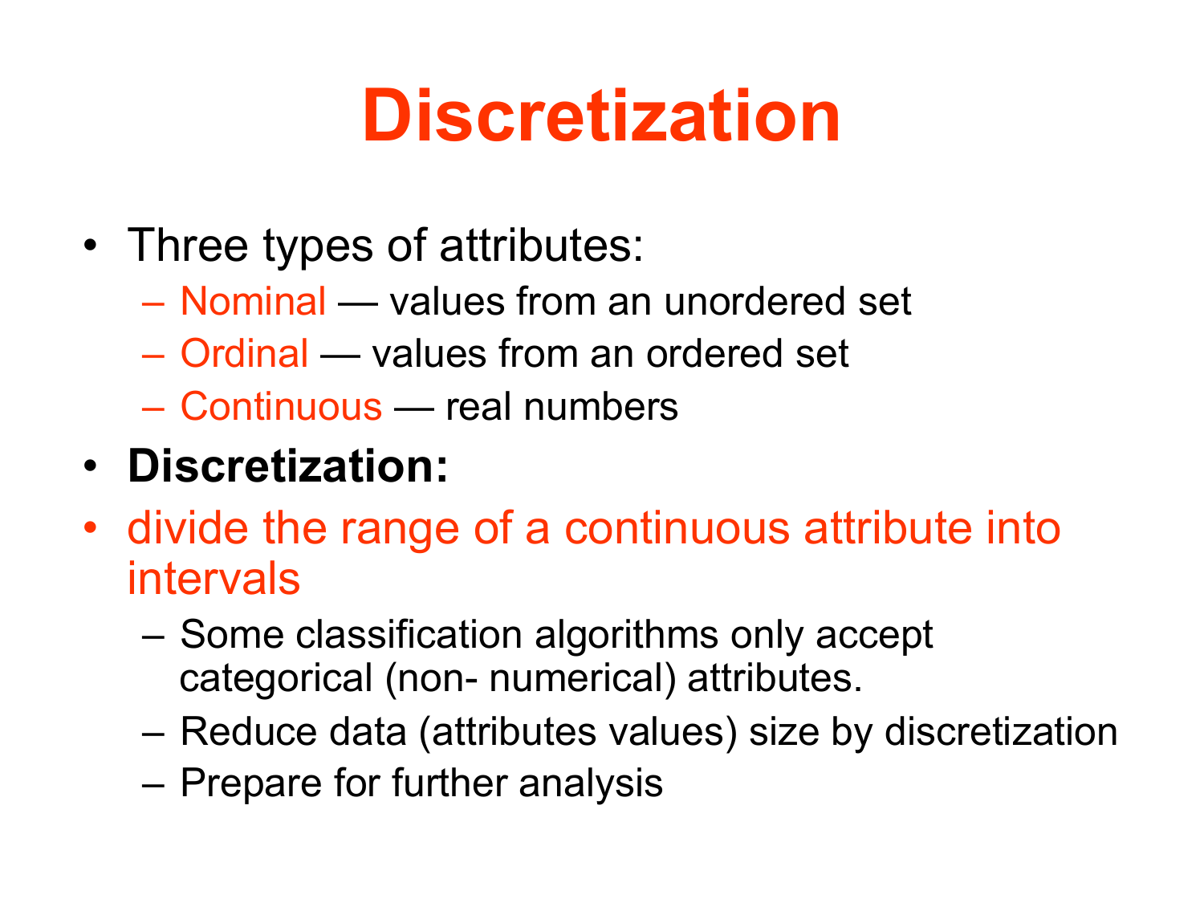# Discretization

- Three types of attributes:
  - Nominal — values from an unordered set
  - Ordinal — values from an ordered set
  - Continuous — real numbers
- **Discretization:**
- divide the range of a continuous attribute into intervals
  - Some classification algorithms only accept categorical (non- numerical) attributes.
  - Reduce data (attributes values) size by discretization
  - Prepare for further analysis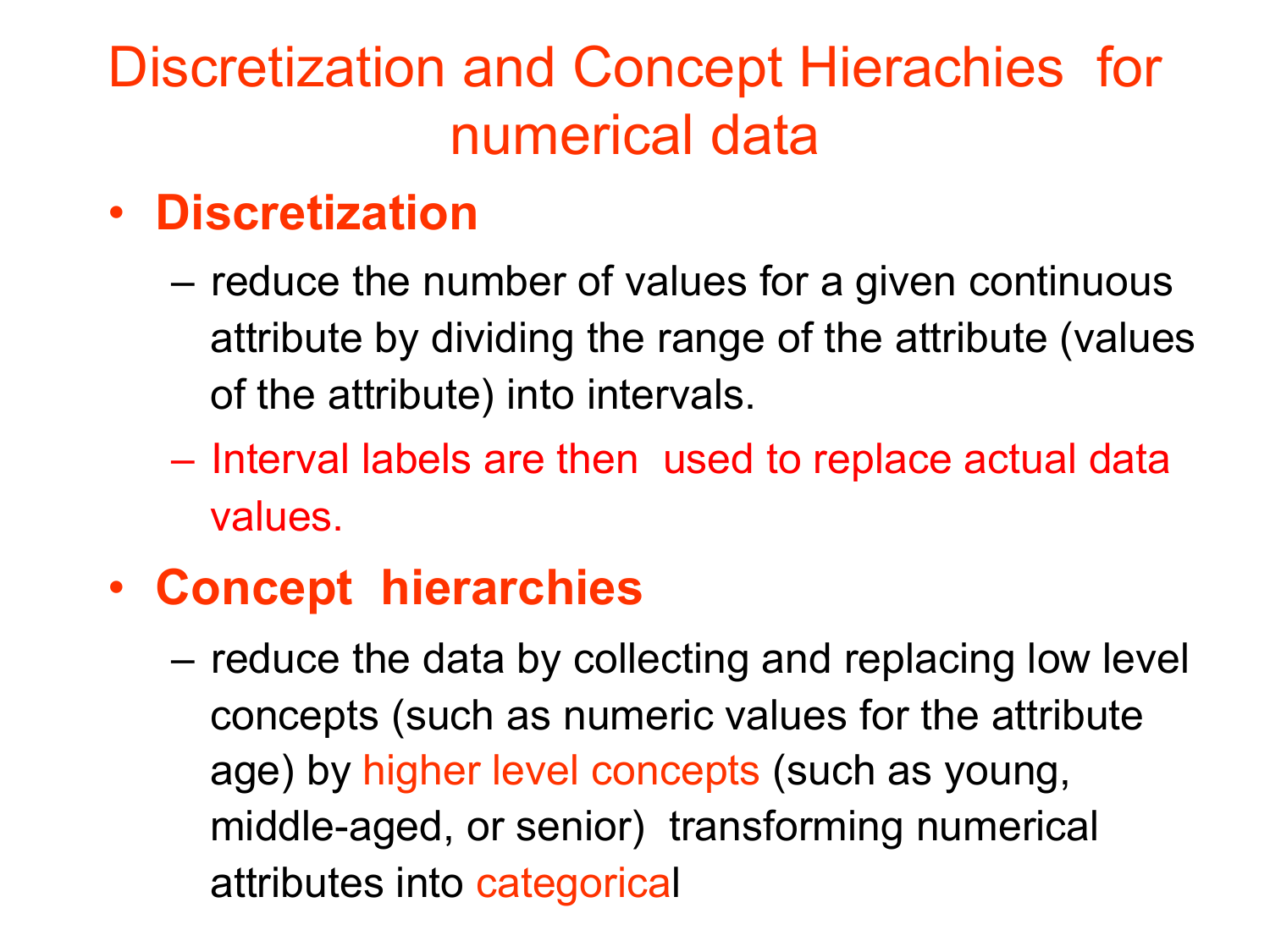# Discretization and Concept Hierachies for numerical data

- **Discretization**
  - reduce the number of values for a given continuous attribute by dividing the range of the attribute (values of the attribute) into intervals.
  - Interval labels are then used to replace actual data values.
- **Concept hierarchies**
  - reduce the data by collecting and replacing low level concepts (such as numeric values for the attribute age) by higher level concepts (such as young, middle-aged, or senior) transforming numerical attributes into categorical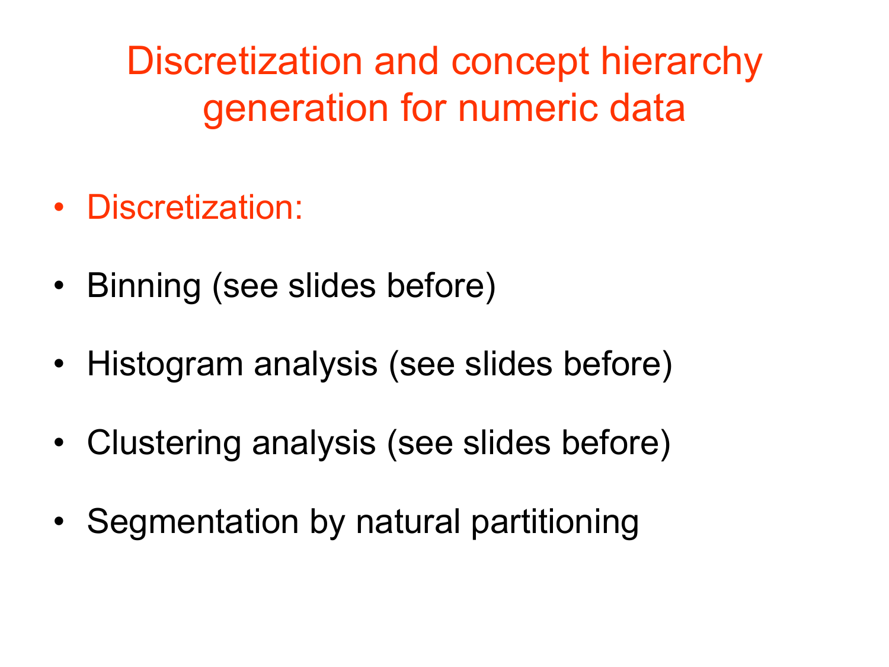# Discretization and concept hierarchy generation for numeric data

- Discretization:
- Binning (see slides before)
- Histogram analysis (see slides before)
- Clustering analysis (see slides before)
- Segmentation by natural partitioning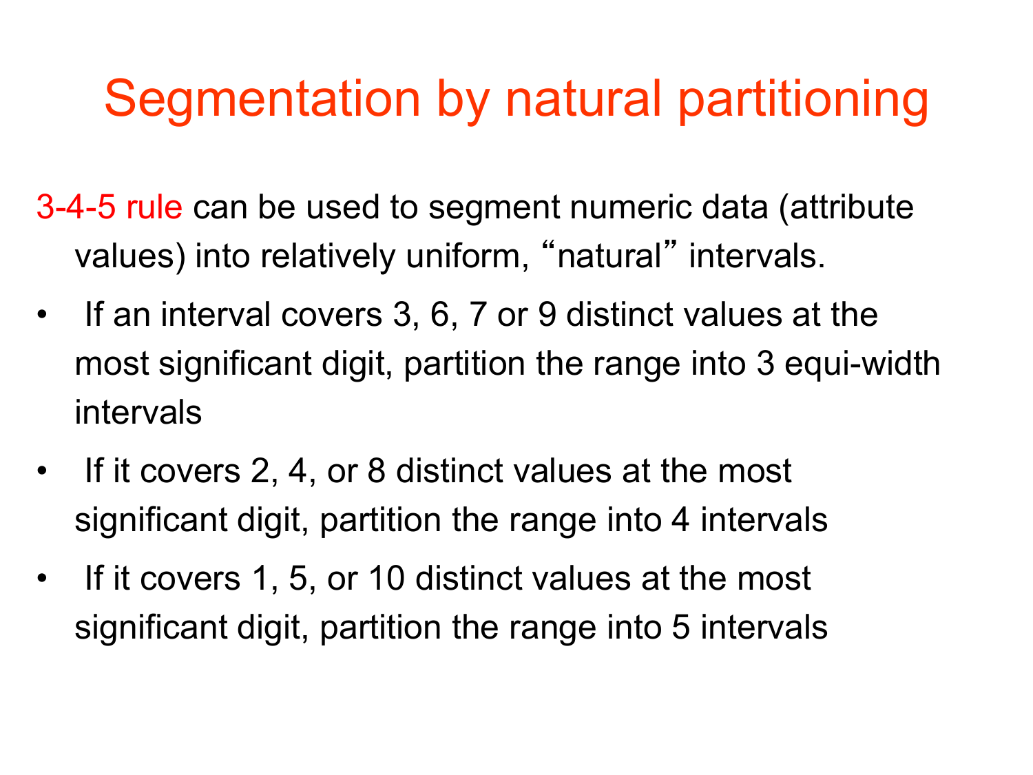# Segmentation by natural partitioning

3-4-5 rule can be used to segment numeric data (attribute values) into relatively uniform, “natural” intervals.

- If an interval covers 3, 6, 7 or 9 distinct values at the most significant digit, partition the range into 3 equi-width intervals
- If it covers 2, 4, or 8 distinct values at the most significant digit, partition the range into 4 intervals
- If it covers 1, 5, or 10 distinct values at the most significant digit, partition the range into 5 intervals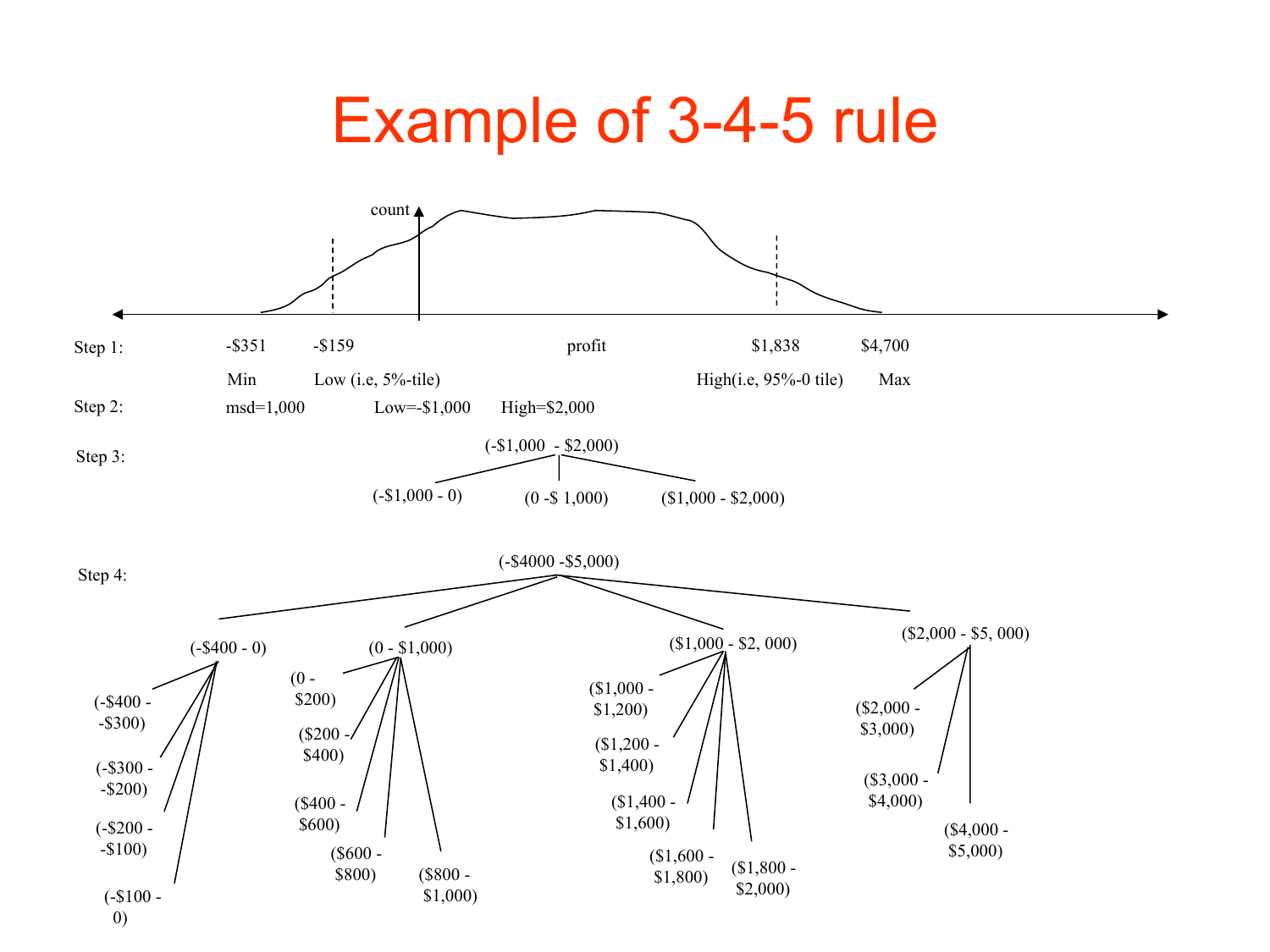# Example of 3-4-5 rule

count

**Step 1:**

| -\$351 | -\$159 | profit | \$1,838 | \$4,700 |
|---|---|---|---|---|
| Min | Low (i.e, 5%-tile) | | High(i.e, 95%-0 tile) | Max |

**Step 2:** msd=1,000 Low=-\$1,000 High=\$2,000

**Step 3:**

(-\$1,000 - \$2,000)

- (-\$1,000 - 0)
- (0 -\$ 1,000)
- (\$1,000 - \$2,000)

**Step 4:**

(-\$4000 -\$5,000)

- (-\$400 - 0)
  - (-\$400 - -\$300)
  - (-\$300 - -\$200)
  - (-\$200 - -\$100)
  - (-\$100 - 0)
- (0 - \$1,000)
  - (0 - \$200)
  - (\$200 - \$400)
  - (\$400 - \$600)
  - (\$600 - \$800)
  - (\$800 - \$1,000)
- (\$1,000 - \$2, 000)
  - (\$1,000 - \$1,200)
  - (\$1,200 - \$1,400)
  - (\$1,400 - \$1,600)
  - (\$1,600 - \$1,800)
  - (\$1,800 - \$2,000)
- (\$2,000 - \$5, 000)
  - (\$2,000 - \$3,000)
  - (\$3,000 - \$4,000)
  - (\$4,000 - \$5,000)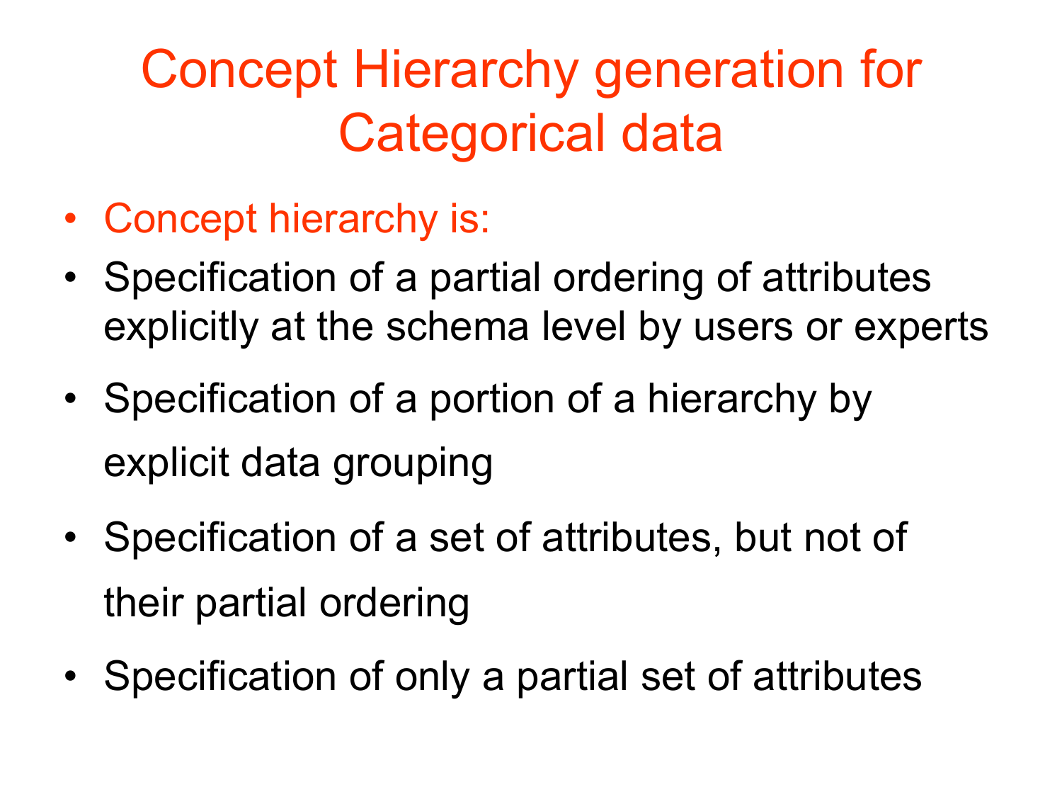# Concept Hierarchy generation for Categorical data

- Concept hierarchy is:
- Specification of a partial ordering of attributes explicitly at the schema level by users or experts
- Specification of a portion of a hierarchy by explicit data grouping
- Specification of a set of attributes, but not of their partial ordering
- Specification of only a partial set of attributes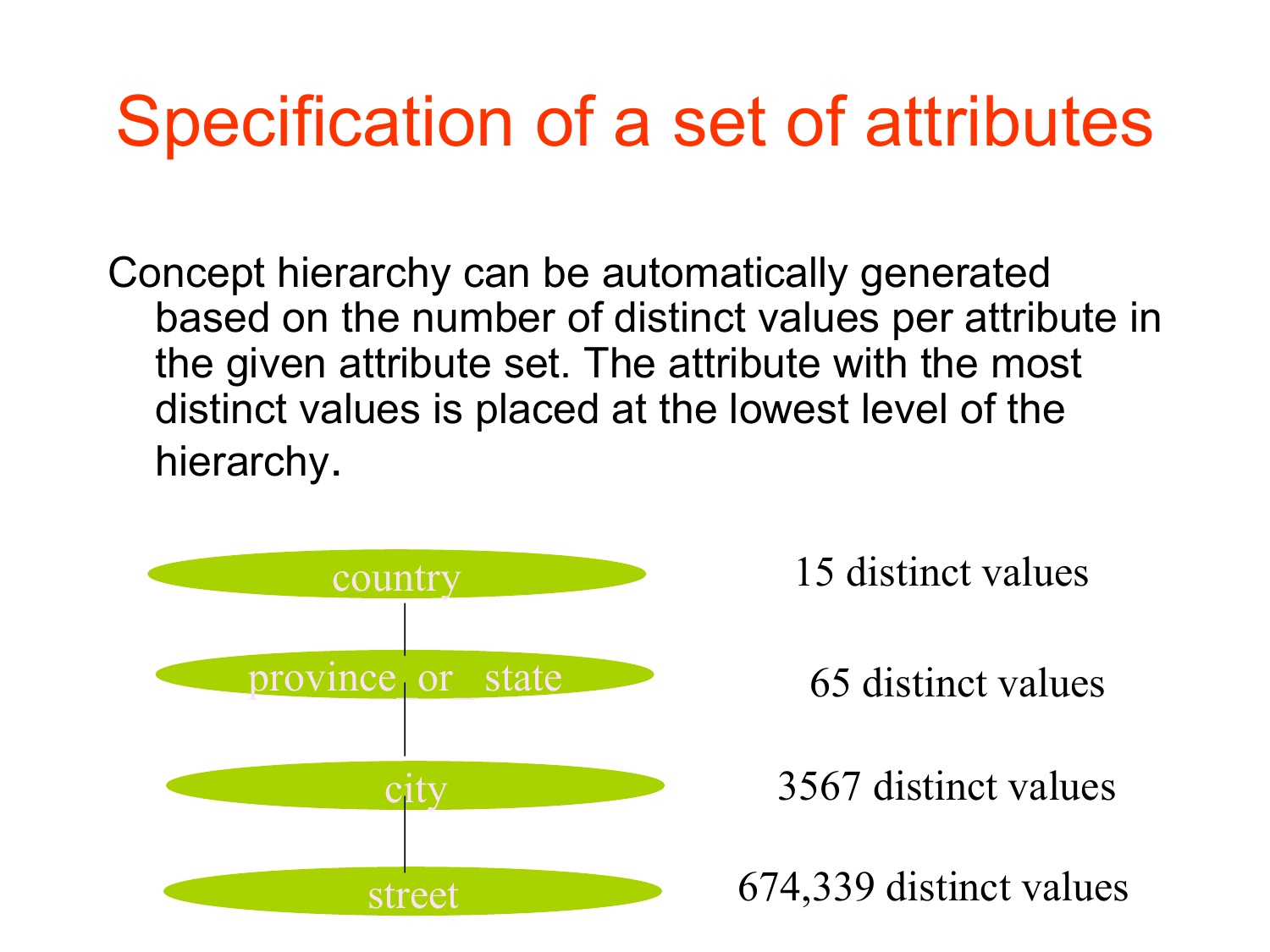# Specification of a set of attributes

Concept hierarchy can be automatically generated based on the number of distinct values per attribute in the given attribute set. The attribute with the most distinct values is placed at the lowest level of the hierarchy.

| Attribute | Distinct values |
|---|---|
| country | 15 distinct values |
| province_or_state | 65 distinct values |
| city | 3567 distinct values |
| street | 674,339 distinct values |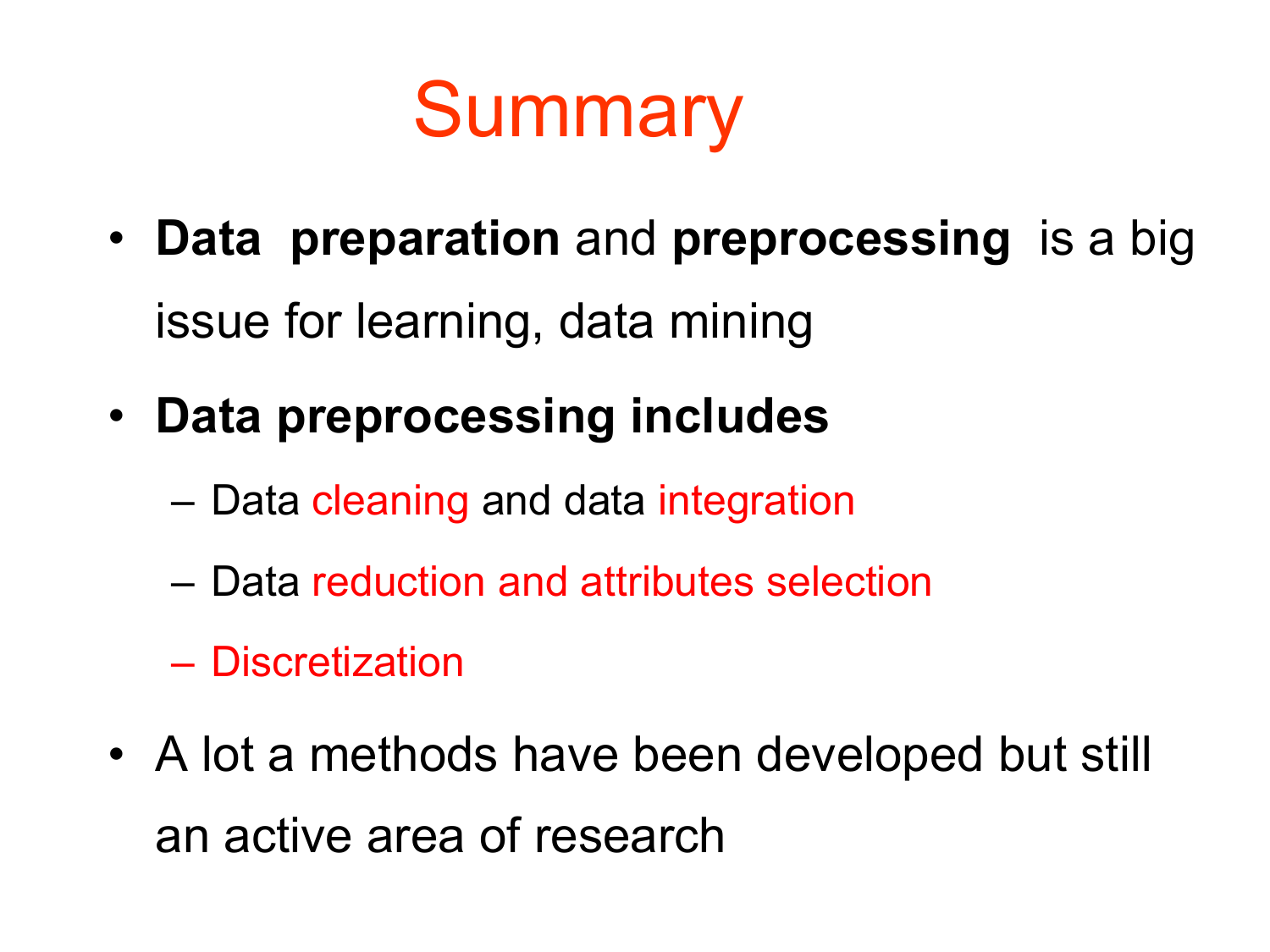# Summary

- **Data preparation** and **preprocessing** is a big issue for learning, data mining
- **Data preprocessing includes**
  - Data cleaning and data integration
  - Data reduction and attributes selection
  - Discretization
- A lot a methods have been developed but still an active area of research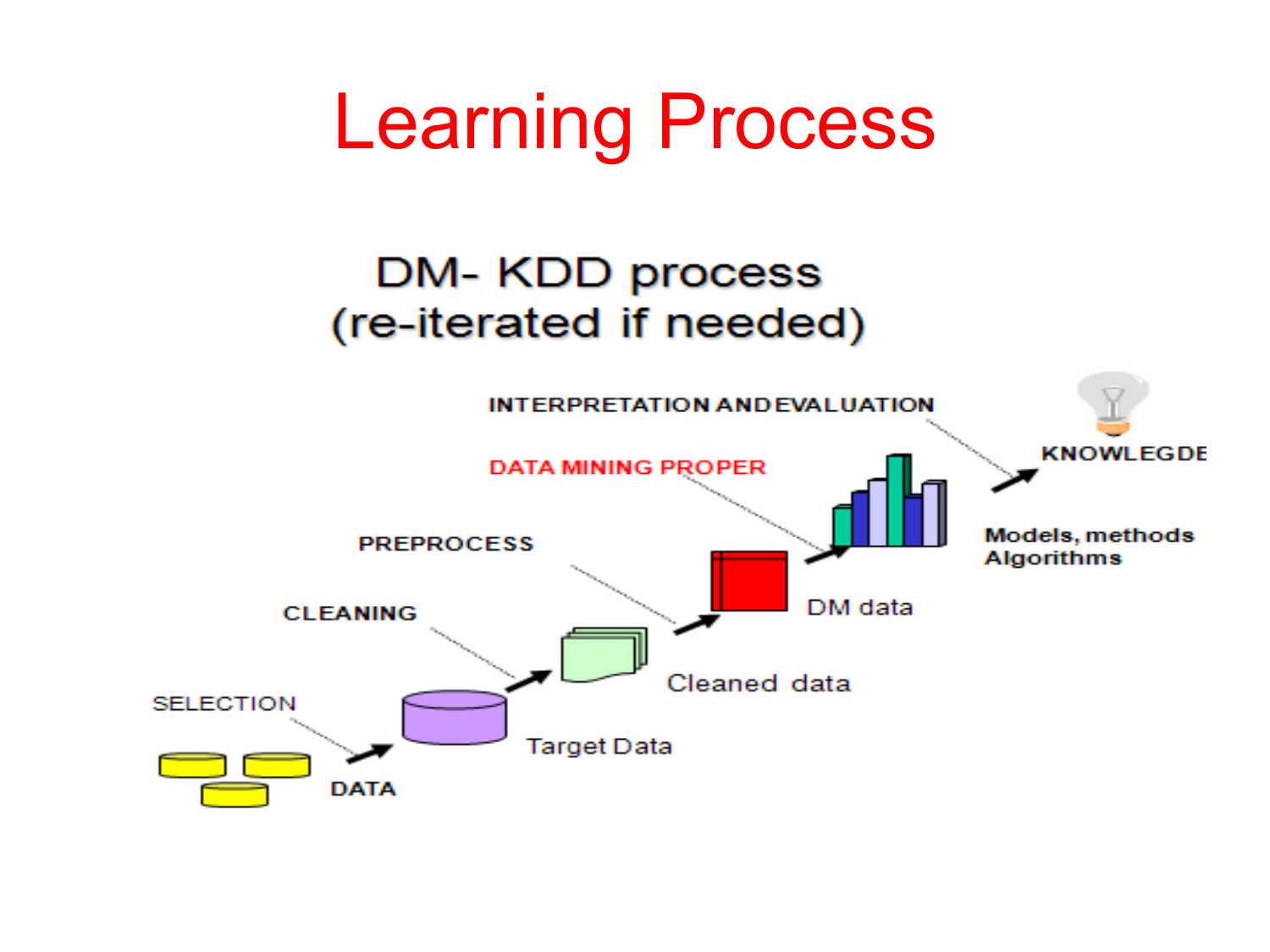# Learning Process

DM- KDD process
(re-iterated if needed)

INTERPRETATION AND EVALUATION

DATA MINING PROPER

PREPROCESS

CLEANING

SELECTION

DATA

Target Data

Cleaned data

DM data

KNOWLEGDE

Models, methods
Algorithms